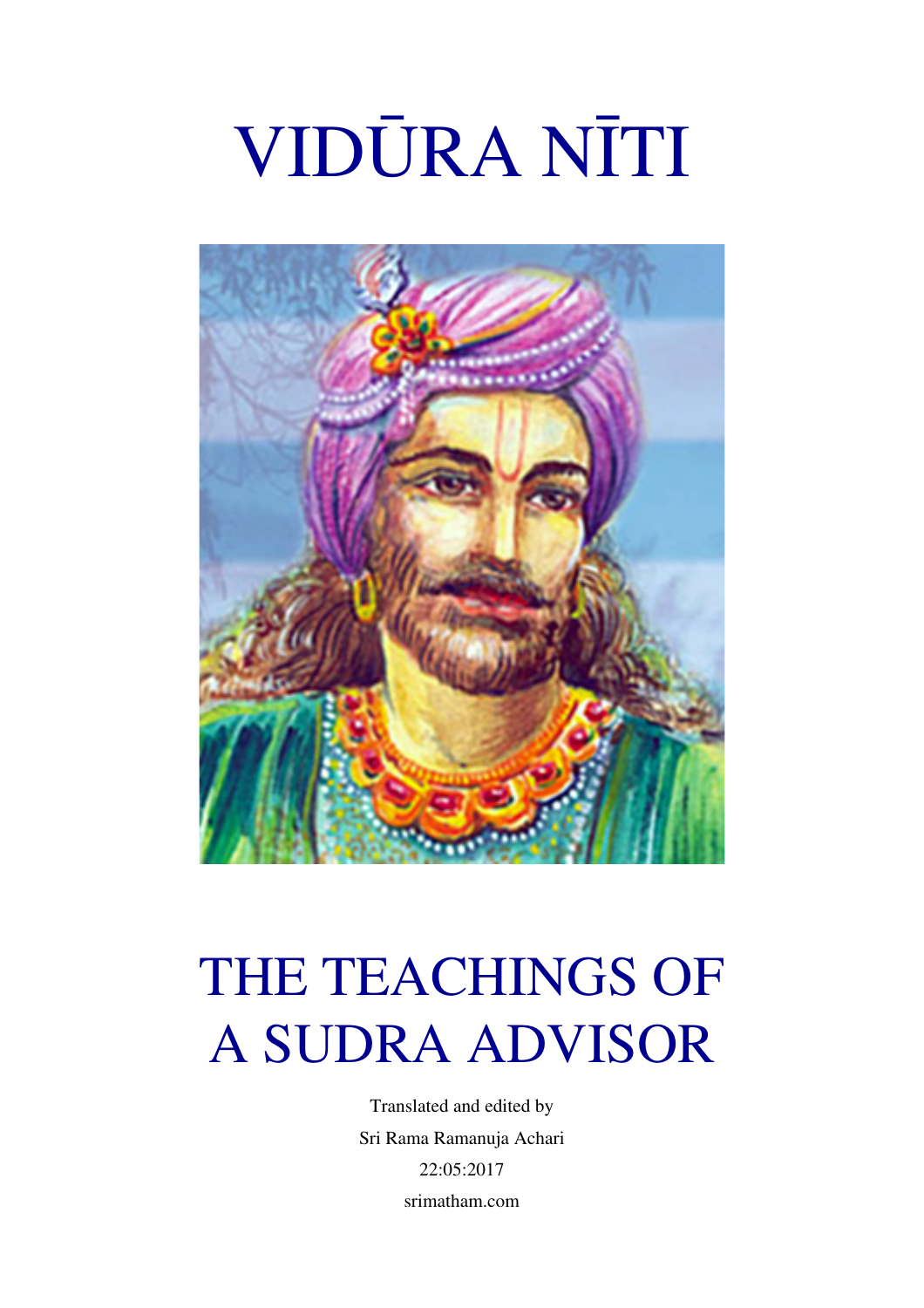# VIDŪRA NĪTI

# THE TEACHINGS OF A SUDRA ADVISOR

Translated and edited by

Sri Rama Ramanuja Achari

22:05:2017

srimatham.com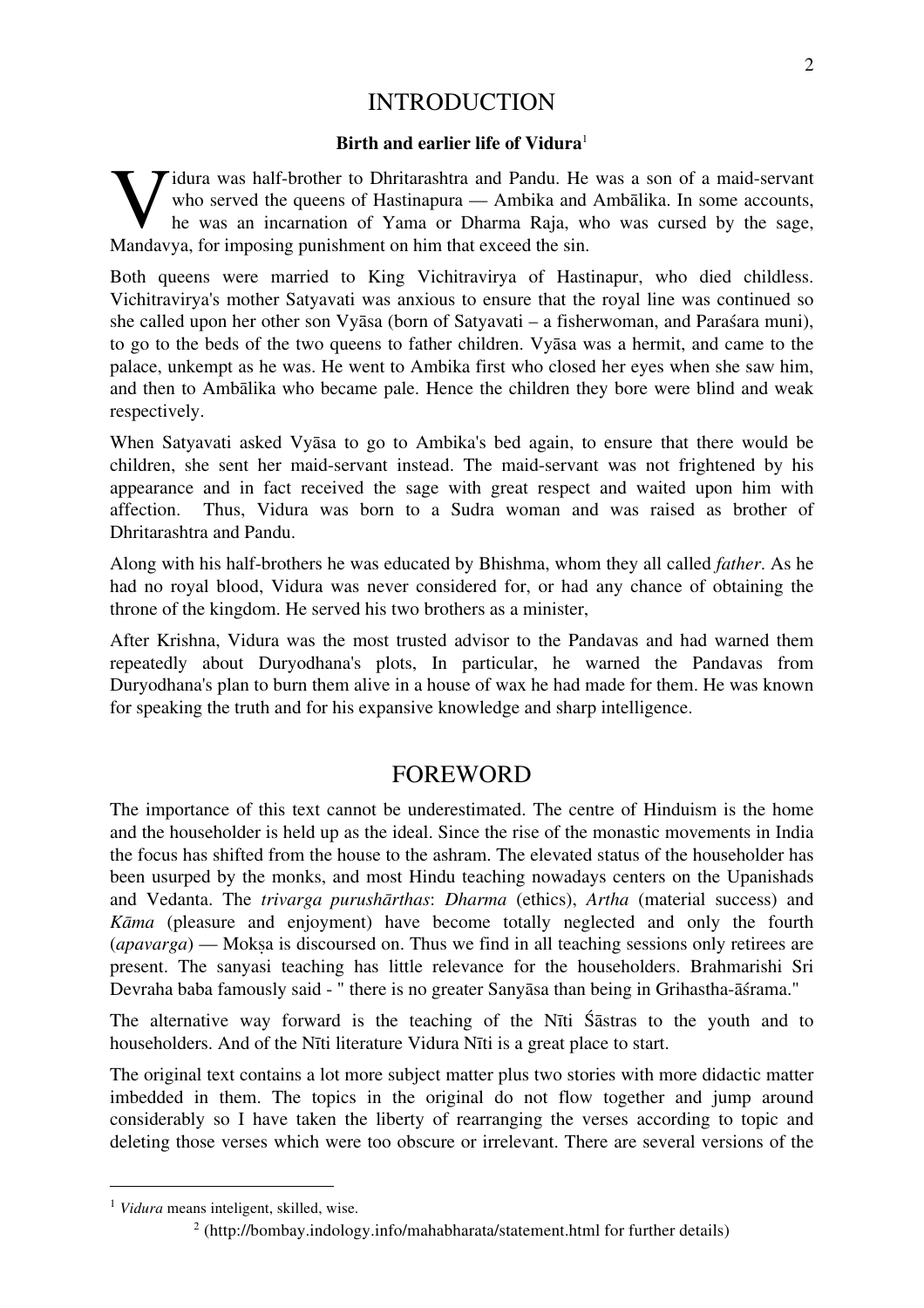# INTRODUCTION

### Birth and earlier life of Vidura[1]

Vidura was half-brother to Dhritarashtra and Pandu. He was a son of a maid-servant who served the queens of Hastinapura — Ambika and Ambālika. In some accounts, he was an incarnation of Yama or Dharma Raja, who was cursed by the sage, Mandavya, for imposing punishment on him that exceed the sin.

Both queens were married to King Vichitravirya of Hastinapur, who died childless. Vichitravirya's mother Satyavati was anxious to ensure that the royal line was continued so she called upon her other son Vyāsa (born of Satyavati – a fisherwoman, and Paraśara muni), to go to the beds of the two queens to father children. Vyāsa was a hermit, and came to the palace, unkempt as he was. He went to Ambika first who closed her eyes when she saw him, and then to Ambālika who became pale. Hence the children they bore were blind and weak respectively.

When Satyavati asked Vyāsa to go to Ambika's bed again, to ensure that there would be children, she sent her maid-servant instead. The maid-servant was not frightened by his appearance and in fact received the sage with great respect and waited upon him with affection. Thus, Vidura was born to a Sudra woman and was raised as brother of Dhritarashtra and Pandu.

Along with his half-brothers he was educated by Bhishma, whom they all called *father*. As he had no royal blood, Vidura was never considered for, or had any chance of obtaining the throne of the kingdom. He served his two brothers as a minister,

After Krishna, Vidura was the most trusted advisor to the Pandavas and had warned them repeatedly about Duryodhana's plots, In particular, he warned the Pandavas from Duryodhana's plan to burn them alive in a house of wax he had made for them. He was known for speaking the truth and for his expansive knowledge and sharp intelligence.

# FOREWORD

The importance of this text cannot be underestimated. The centre of Hinduism is the home and the householder is held up as the ideal. Since the rise of the monastic movements in India the focus has shifted from the house to the ashram. The elevated status of the householder has been usurped by the monks, and most Hindu teaching nowadays centers on the Upanishads and Vedanta. The *trivarga purushārthas*: *Dharma* (ethics), *Artha* (material success) and *Kāma* (pleasure and enjoyment) have become totally neglected and only the fourth (*apavarga*) — Mokṣa is discoursed on. Thus we find in all teaching sessions only retirees are present. The sanyasi teaching has little relevance for the householders. Brahmarishi Sri Devraha baba famously said - " there is no greater Sanyāsa than being in Grihastha-āśrama."

The alternative way forward is the teaching of the Nīti Śāstras to the youth and to householders. And of the Nīti literature Vidura Nīti is a great place to start.

The original text contains a lot more subject matter plus two stories with more didactic matter imbedded in them. The topics in the original do not flow together and jump around considerably so I have taken the liberty of rearranging the verses according to topic and deleting those verses which were too obscure or irrelevant. There are several versions of the

---

[1] *Vidura* means inteligent, skilled, wise.

[2] (http://bombay.indology.info/mahabharata/statement.html for further details)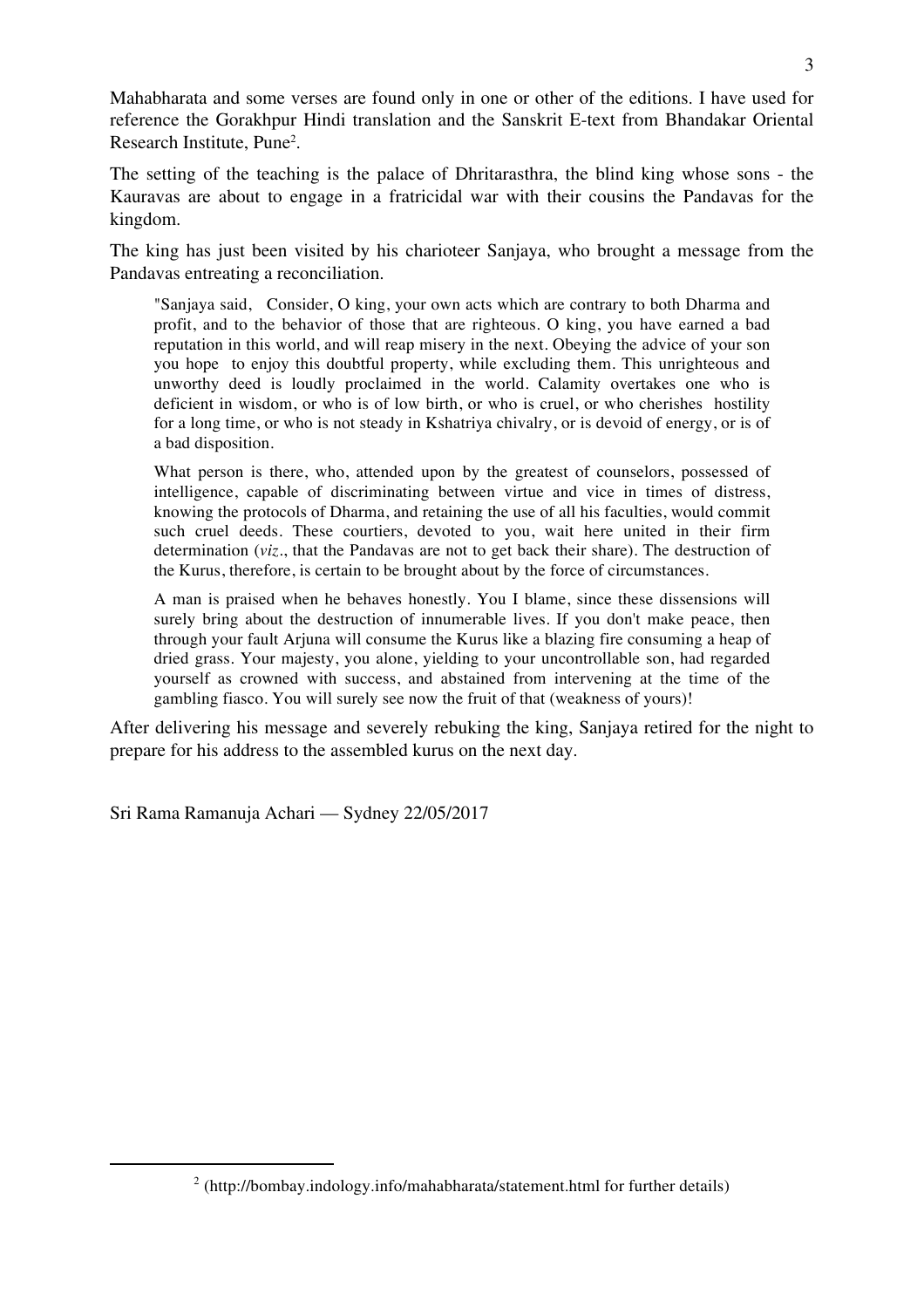Mahabharata and some verses are found only in one or other of the editions. I have used for reference the Gorakhpur Hindi translation and the Sanskrit E-text from Bhandakar Oriental Research Institute, Pune[2].

The setting of the teaching is the palace of Dhritarasthra, the blind king whose sons - the Kauravas are about to engage in a fratricidal war with their cousins the Pandavas for the kingdom.

The king has just been visited by his charioteer Sanjaya, who brought a message from the Pandavas entreating a reconciliation.

> "Sanjaya said, Consider, O king, your own acts which are contrary to both Dharma and profit, and to the behavior of those that are righteous. O king, you have earned a bad reputation in this world, and will reap misery in the next. Obeying the advice of your son you hope to enjoy this doubtful property, while excluding them. This unrighteous and unworthy deed is loudly proclaimed in the world. Calamity overtakes one who is deficient in wisdom, or who is of low birth, or who is cruel, or who cherishes hostility for a long time, or who is not steady in Kshatriya chivalry, or is devoid of energy, or is of a bad disposition.
>
> What person is there, who, attended upon by the greatest of counselors, possessed of intelligence, capable of discriminating between virtue and vice in times of distress, knowing the protocols of Dharma, and retaining the use of all his faculties, would commit such cruel deeds. These courtiers, devoted to you, wait here united in their firm determination (*viz*., that the Pandavas are not to get back their share). The destruction of the Kurus, therefore, is certain to be brought about by the force of circumstances.
>
> A man is praised when he behaves honestly. You I blame, since these dissensions will surely bring about the destruction of innumerable lives. If you don't make peace, then through your fault Arjuna will consume the Kurus like a blazing fire consuming a heap of dried grass. Your majesty, you alone, yielding to your uncontrollable son, had regarded yourself as crowned with success, and abstained from intervening at the time of the gambling fiasco. You will surely see now the fruit of that (weakness of yours)!

After delivering his message and severely rebuking the king, Sanjaya retired for the night to prepare for his address to the assembled kurus on the next day.

Sri Rama Ramanuja Achari — Sydney 22/05/2017

---

[2] (http://bombay.indology.info/mahabharata/statement.html for further details)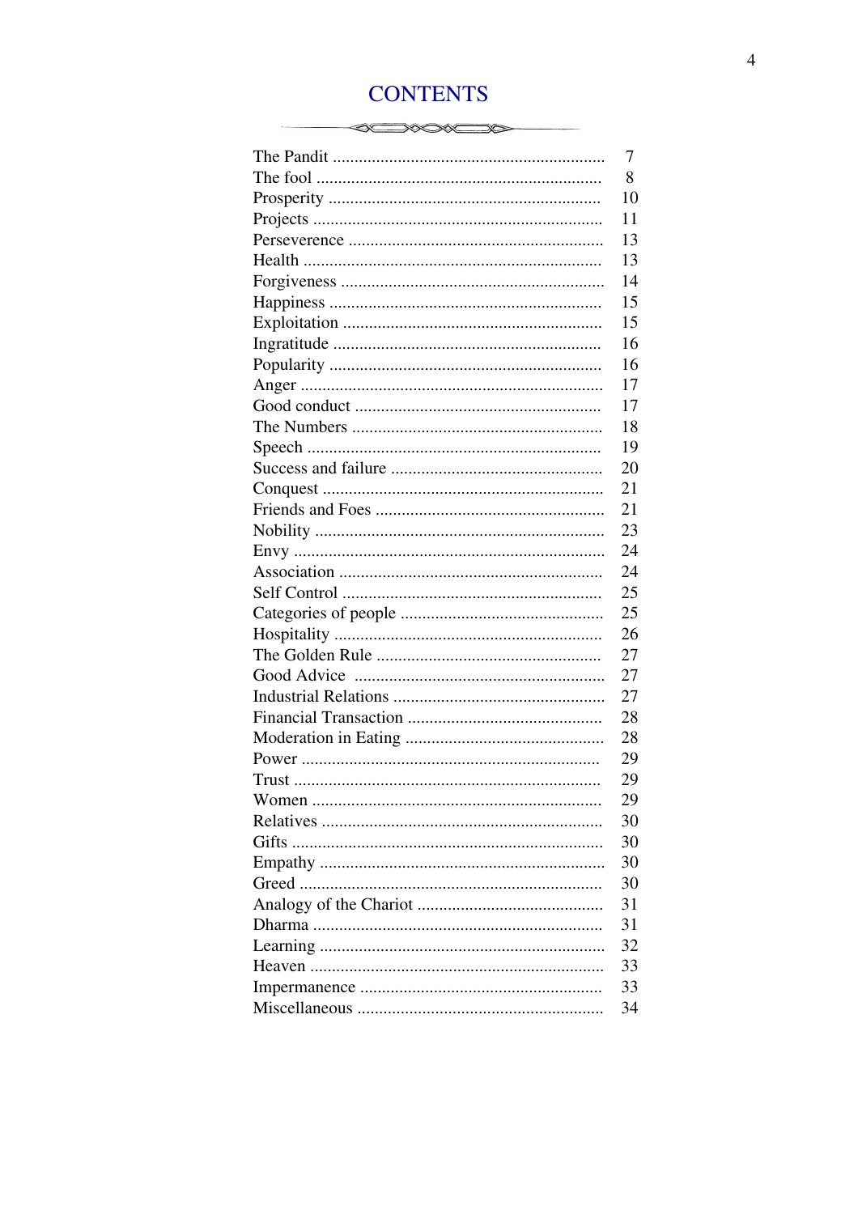# CONTENTS

| | |
|---|---|
| The Pandit | 7 |
| The fool | 8 |
| Prosperity | 10 |
| Projects | 11 |
| Perseverence | 13 |
| Health | 13 |
| Forgiveness | 14 |
| Happiness | 15 |
| Exploitation | 15 |
| Ingratitude | 16 |
| Popularity | 16 |
| Anger | 17 |
| Good conduct | 17 |
| The Numbers | 18 |
| Speech | 19 |
| Success and failure | 20 |
| Conquest | 21 |
| Friends and Foes | 21 |
| Nobility | 23 |
| Envy | 24 |
| Association | 24 |
| Self Control | 25 |
| Categories of people | 25 |
| Hospitality | 26 |
| The Golden Rule | 27 |
| Good Advice | 27 |
| Industrial Relations | 27 |
| Financial Transaction | 28 |
| Moderation in Eating | 28 |
| Power | 29 |
| Trust | 29 |
| Women | 29 |
| Relatives | 30 |
| Gifts | 30 |
| Empathy | 30 |
| Greed | 30 |
| Analogy of the Chariot | 31 |
| Dharma | 31 |
| Learning | 32 |
| Heaven | 33 |
| Impermanence | 33 |
| Miscellaneous | 34 |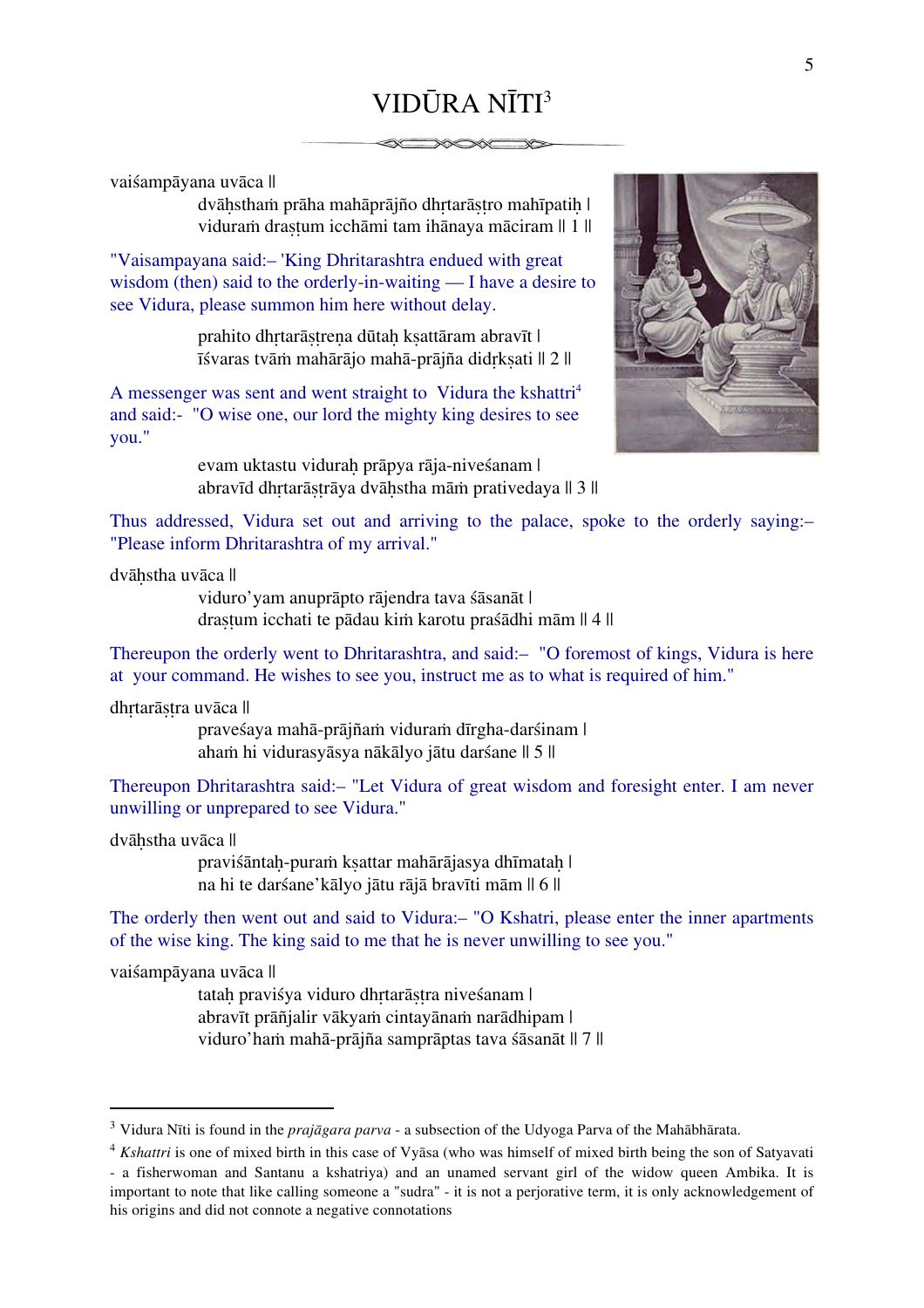# VIDŪRA NĪTI[3]

vaiśampāyana uvāca ||

> dvāḥsthaṁ prāha mahāprājño dhṛtarāṣṭro mahīpatiḥ |
> viduraṁ draṣṭum icchāmi tam ihānaya māciram || 1 ||

"Vaisampayana said:– 'King Dhritarashtra endued with great wisdom (then) said to the orderly-in-waiting — I have a desire to see Vidura, please summon him here without delay.

> prahito dhṛtarāṣṭreṇa dūtaḥ kṣattāram abravīt |
> īśvaras tvāṁ mahārājo mahā-prājña didṛkṣati || 2 ||

A messenger was sent and went straight to Vidura the kshattri[4] and said:- "O wise one, our lord the mighty king desires to see you."

> evam uktastu viduraḥ prāpya rāja-niveśanam |
> abravīd dhṛtarāṣṭrāya dvāḥstha māṁ prativedaya || 3 ||

Thus addressed, Vidura set out and arriving to the palace, spoke to the orderly saying:– "Please inform Dhritarashtra of my arrival."

dvāḥstha uvāca ||

> viduro'yam anuprāpto rājendra tava śāsanāt |
> draṣṭum icchati te pādau kiṁ karotu praśādhi mām || 4 ||

Thereupon the orderly went to Dhritarashtra, and said:– "O foremost of kings, Vidura is here at your command. He wishes to see you, instruct me as to what is required of him."

dhṛtarāṣṭra uvāca ||

> praveśaya mahā-prājñaṁ viduraṁ dīrgha-darśinam |
> ahaṁ hi vidurasyāsya nākālyo jātu darśane || 5 ||

Thereupon Dhritarashtra said:– "Let Vidura of great wisdom and foresight enter. I am never unwilling or unprepared to see Vidura."

dvāḥstha uvāca ||

> praviśāntaḥ-puraṁ kṣattar mahārājasya dhīmataḥ |
> na hi te darśane'kālyo jātu rājā bravīti mām || 6 ||

The orderly then went out and said to Vidura:– "O Kshatri, please enter the inner apartments of the wise king. The king said to me that he is never unwilling to see you."

vaiśampāyana uvāca ||

> tataḥ praviśya viduro dhṛtarāṣṭra niveśanam |
> abravīt prāñjalir vākyaṁ cintayānaṁ narādhipam |
> viduro'haṁ mahā-prājña samprāptas tava śāsanāt || 7 ||

---

[3] Vidura Nīti is found in the *prajāgara parva* - a subsection of the Udyoga Parva of the Mahābhārata.

[4] *Kshattri* is one of mixed birth in this case of Vyāsa (who was himself of mixed birth being the son of Satyavati - a fisherwoman and Santanu a kshatriya) and an unamed servant girl of the widow queen Ambika. It is important to note that like calling someone a "sudra" - it is not a perjorative term, it is only acknowledgement of his origins and did not connote a negative connotations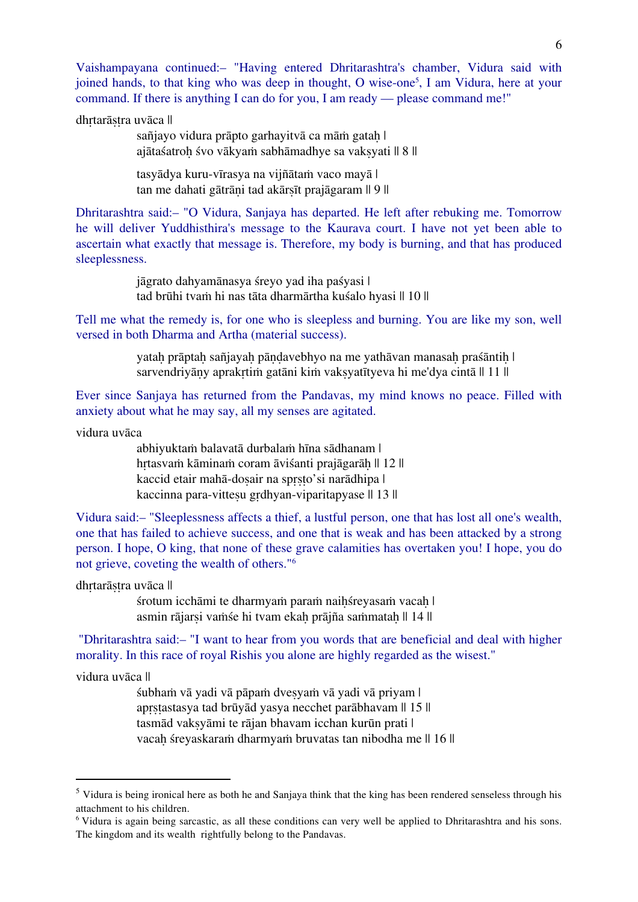Vaishampayana continued:– "Having entered Dhritarashtra's chamber, Vidura said with joined hands, to that king who was deep in thought, O wise-one[5], I am Vidura, here at your command. If there is anything I can do for you, I am ready — please command me!"

dhṛtarāṣṭra uvāca ||

> sañjayo vidura prāpto garhayitvā ca māṁ gataḥ |
> ajātaśatroḥ śvo vākyaṁ sabhāmadhye sa vakṣyati || 8 ||
>
> tasyādya kuru-vīrasya na vijñātaṁ vaco mayā |
> tan me dahati gātrāṇi tad akārṣīt prajāgaram || 9 ||

Dhritarashtra said:– "O Vidura, Sanjaya has departed. He left after rebuking me. Tomorrow he will deliver Yuddhisthira's message to the Kaurava court. I have not yet been able to ascertain what exactly that message is. Therefore, my body is burning, and that has produced sleeplessness.

> jāgrato dahyamānasya śreyo yad iha paśyasi |
> tad brūhi tvaṁ hi nas tāta dharmārtha kuśalo hyasi || 10 ||

Tell me what the remedy is, for one who is sleepless and burning. You are like my son, well versed in both Dharma and Artha (material success).

> yataḥ prāptaḥ sañjayaḥ pāṇḍavebhyo na me yathāvan manasaḥ praśāntiḥ |
> sarvendriyāṇy aprakṛtiṁ gatāni kiṁ vakṣyatītyeva hi me'dya cintā || 11 ||

Ever since Sanjaya has returned from the Pandavas, my mind knows no peace. Filled with anxiety about what he may say, all my senses are agitated.

vidura uvāca

> abhiyuktaṁ balavatā durbalaṁ hīna sādhanam |
> hṛtasvaṁ kāminaṁ coram āviśanti prajāgarāḥ || 12 ||
> kaccid etair mahā-doṣair na spṛṣṭo'si narādhipa |
> kaccinna para-vitteṣu gṛdhyan-viparitapyase || 13 ||

Vidura said:– "Sleeplessness affects a thief, a lustful person, one that has lost all one's wealth, one that has failed to achieve success, and one that is weak and has been attacked by a strong person. I hope, O king, that none of these grave calamities has overtaken you! I hope, you do not grieve, coveting the wealth of others."[6]

dhṛtarāṣṭra uvāca ||

> śrotum icchāmi te dharmyaṁ paraṁ naiḥśreyasaṁ vacaḥ |
> asmin rājarṣi vaṁśe hi tvam ekaḥ prājña saṁmataḥ || 14 ||

"Dhritarashtra said:– "I want to hear from you words that are beneficial and deal with higher morality. In this race of royal Rishis you alone are highly regarded as the wisest."

vidura uvāca ||

> śubhaṁ vā yadi vā pāpaṁ dveṣyaṁ vā yadi vā priyam |
> apṛṣṭastasya tad brūyād yasya necchet parābhavam || 15 ||
> tasmād vakṣyāmi te rājan bhavam icchan kurūn prati |
> vacaḥ śreyaskaraṁ dharmyaṁ bruvatas tan nibodha me || 16 ||

---

[5] Vidura is being ironical here as both he and Sanjaya think that the king has been rendered senseless through his attachment to his children.

[6] Vidura is again being sarcastic, as all these conditions can very well be applied to Dhritarashtra and his sons. The kingdom and its wealth rightfully belong to the Pandavas.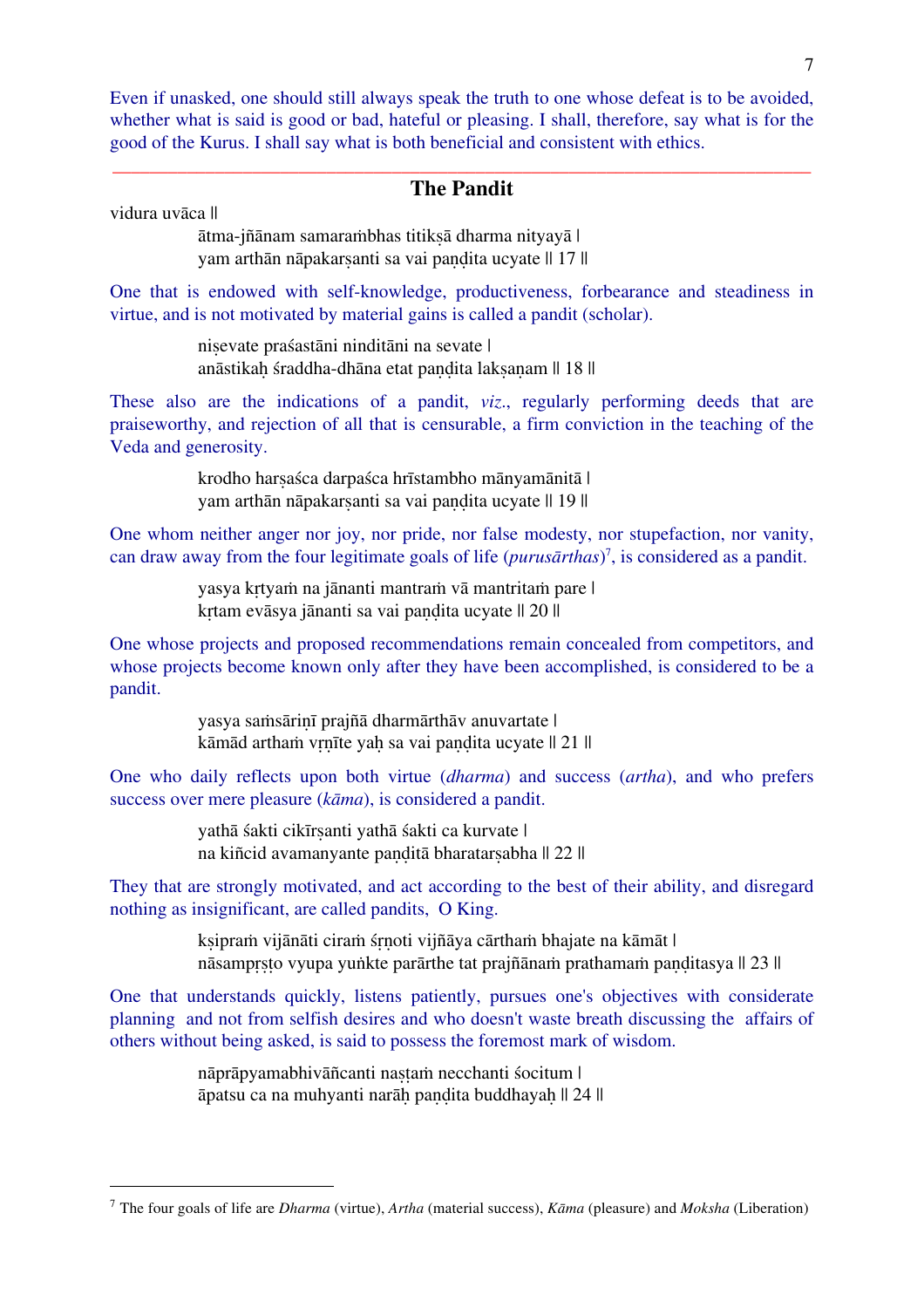Even if unasked, one should still always speak the truth to one whose defeat is to be avoided, whether what is said is good or bad, hateful or pleasing. I shall, therefore, say what is for the good of the Kurus. I shall say what is both beneficial and consistent with ethics.

---

## The Pandit

vidura uvāca ||

> ātma-jñānam samaraṁbhas titikṣā dharma nityayā |
> yam arthān nāpakarṣanti sa vai paṇḍita ucyate || 17 ||

One that is endowed with self-knowledge, productiveness, forbearance and steadiness in virtue, and is not motivated by material gains is called a pandit (scholar).

> niṣevate praśastāni ninditāni na sevate |
> anāstikaḥ śraddha-dhāna etat paṇḍita lakṣaṇam || 18 ||

These also are the indications of a pandit, *viz*., regularly performing deeds that are praiseworthy, and rejection of all that is censurable, a firm conviction in the teaching of the Veda and generosity.

> krodho harṣaśca darpaśca hrīstambho mānyamānitā |
> yam arthān nāpakarṣanti sa vai paṇḍita ucyate || 19 ||

One whom neither anger nor joy, nor pride, nor false modesty, nor stupefaction, nor vanity, can draw away from the four legitimate goals of life (*purusārthas*)[7], is considered as a pandit.

> yasya kṛtyaṁ na jānanti mantraṁ vā mantritaṁ pare |
> kṛtam evāsya jānanti sa vai paṇḍita ucyate || 20 ||

One whose projects and proposed recommendations remain concealed from competitors, and whose projects become known only after they have been accomplished, is considered to be a pandit.

> yasya saṁsāriṇī prajñā dharmārthāv anuvartate |
> kāmād arthaṁ vṛṇīte yaḥ sa vai paṇḍita ucyate || 21 ||

One who daily reflects upon both virtue (*dharma*) and success (*artha*), and who prefers success over mere pleasure (*kāma*), is considered a pandit.

> yathā śakti cikīrṣanti yathā śakti ca kurvate |
> na kiñcid avamanyante paṇḍitā bharatarṣabha || 22 ||

They that are strongly motivated, and act according to the best of their ability, and disregard nothing as insignificant, are called pandits, O King.

> kṣipraṁ vijānāti ciraṁ śṛṇoti vijñāya cārthaṁ bhajate na kāmāt |
> nāsampṛṣṭo vyupa yuṅkte parārthe tat prajñānaṁ prathamaṁ paṇḍitasya || 23 ||

One that understands quickly, listens patiently, pursues one's objectives with considerate planning and not from selfish desires and who doesn't waste breath discussing the affairs of others without being asked, is said to possess the foremost mark of wisdom.

> nāprāpyamabhivāñcanti naṣṭaṁ necchanti śocitum |
> āpatsu ca na muhyanti narāḥ paṇḍita buddhayaḥ || 24 ||

---

[7] The four goals of life are *Dharma* (virtue), *Artha* (material success), *Kāma* (pleasure) and *Moksha* (Liberation)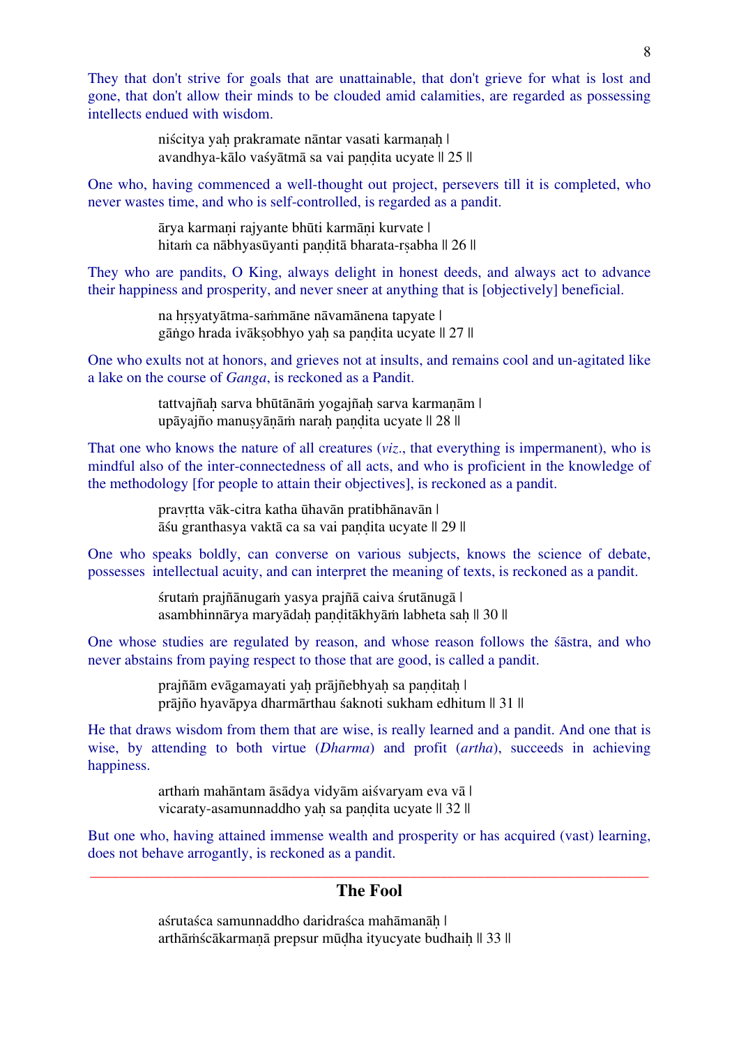They that don't strive for goals that are unattainable, that don't grieve for what is lost and gone, that don't allow their minds to be clouded amid calamities, are regarded as possessing intellects endued with wisdom.

> niścitya yaḥ prakramate nāntar vasati karmaṇaḥ |
> avandhya-kālo vaśyātmā sa vai paṇḍita ucyate || 25 ||

One who, having commenced a well-thought out project, persevers till it is completed, who never wastes time, and who is self-controlled, is regarded as a pandit.

> ārya karmaṇi rajyante bhūti karmāṇi kurvate |
> hitaṁ ca nābhyasūyanti paṇḍitā bharata-ṛṣabha || 26 ||

They who are pandits, O King, always delight in honest deeds, and always act to advance their happiness and prosperity, and never sneer at anything that is [objectively] beneficial.

> na hṛṣyatyātma-saṁmāne nāvamānena tapyate |
> gāṅgo hrada ivākṣobhyo yaḥ sa paṇḍita ucyate || 27 ||

One who exults not at honors, and grieves not at insults, and remains cool and un-agitated like a lake on the course of *Ganga*, is reckoned as a Pandit.

> tattvajñaḥ sarva bhūtānāṁ yogajñaḥ sarva karmaṇām |
> upāyajño manuṣyāṇāṁ naraḥ paṇḍita ucyate || 28 ||

That one who knows the nature of all creatures (*viz*., that everything is impermanent), who is mindful also of the inter-connectedness of all acts, and who is proficient in the knowledge of the methodology [for people to attain their objectives], is reckoned as a pandit.

> pravṛtta vāk-citra katha ūhavān pratibhānavān |
> āśu granthasya vaktā ca sa vai paṇḍita ucyate || 29 ||

One who speaks boldly, can converse on various subjects, knows the science of debate, possesses intellectual acuity, and can interpret the meaning of texts, is reckoned as a pandit.

> śrutaṁ prajñānugaṁ yasya prajñā caiva śrutānugā |
> asambhinnārya maryādaḥ paṇḍitākhyāṁ labheta saḥ || 30 ||

One whose studies are regulated by reason, and whose reason follows the śāstra, and who never abstains from paying respect to those that are good, is called a pandit.

> prajñām evāgamayati yaḥ prājñebhyaḥ sa paṇḍitaḥ |
> prājño hyavāpya dharmārthau śaknoti sukham edhitum || 31 ||

He that draws wisdom from them that are wise, is really learned and a pandit. And one that is wise, by attending to both virtue (*Dharma*) and profit (*artha*), succeeds in achieving happiness.

> arthaṁ mahāntam āsādya vidyām aiśvaryam eva vā |
> vicaraty-asamunnaddho yaḥ sa paṇḍita ucyate || 32 ||

But one who, having attained immense wealth and prosperity or has acquired (vast) learning, does not behave arrogantly, is reckoned as a pandit.

---

## The Fool

> aśrutaśca samunnaddho daridraśca mahāmanāḥ |
> arthāṁścākarmaṇā prepsur mūḍha ityucyate budhaiḥ || 33 ||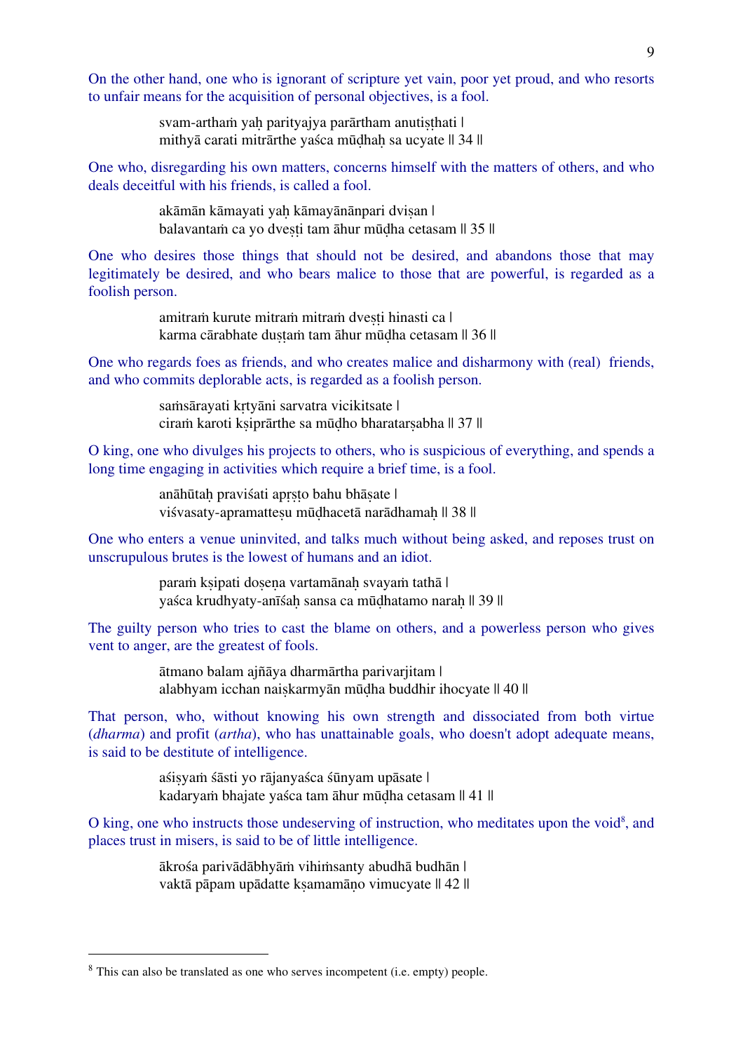On the other hand, one who is ignorant of scripture yet vain, poor yet proud, and who resorts to unfair means for the acquisition of personal objectives, is a fool.

> svam-arthaṁ yaḥ parityajya parārtham anutiṣṭhati |
> mithyā carati mitrārthe yaśca mūḍhaḥ sa ucyate || 34 ||

One who, disregarding his own matters, concerns himself with the matters of others, and who deals deceitful with his friends, is called a fool.

> akāmān kāmayati yaḥ kāmayānānpari dviṣan |
> balavantaṁ ca yo dveṣṭi tam āhur mūḍha cetasam || 35 ||

One who desires those things that should not be desired, and abandons those that may legitimately be desired, and who bears malice to those that are powerful, is regarded as a foolish person.

> amitraṁ kurute mitraṁ mitraṁ dveṣṭi hinasti ca |
> karma cārabhate duṣṭaṁ tam āhur mūḍha cetasam || 36 ||

One who regards foes as friends, and who creates malice and disharmony with (real) friends, and who commits deplorable acts, is regarded as a foolish person.

> saṁsārayati kṛtyāni sarvatra vicikitsate |
> ciraṁ karoti kṣiprārthe sa mūḍho bharatarṣabha || 37 ||

O king, one who divulges his projects to others, who is suspicious of everything, and spends a long time engaging in activities which require a brief time, is a fool.

> anāhūtaḥ praviśati apṛṣṭo bahu bhāṣate |
> viśvasaty-apramatteṣu mūḍhacetā narādhamaḥ || 38 ||

One who enters a venue uninvited, and talks much without being asked, and reposes trust on unscrupulous brutes is the lowest of humans and an idiot.

> paraṁ kṣipati doṣeṇa vartamānaḥ svayaṁ tathā |
> yaśca krudhyaty-anīśaḥ sansa ca mūḍhatamo naraḥ || 39 ||

The guilty person who tries to cast the blame on others, and a powerless person who gives vent to anger, are the greatest of fools.

> ātmano balam ajñāya dharmārtha parivarjitam |
> alabhyam icchan naiṣkarmyān mūḍha buddhir ihocyate || 40 ||

That person, who, without knowing his own strength and dissociated from both virtue (*dharma*) and profit (*artha*), who has unattainable goals, who doesn't adopt adequate means, is said to be destitute of intelligence.

> aśiṣyaṁ śāsti yo rājanyaśca śūnyam upāsate |
> kadaryaṁ bhajate yaśca tam āhur mūḍha cetasam || 41 ||

O king, one who instructs those undeserving of instruction, who meditates upon the void[8], and places trust in misers, is said to be of little intelligence.

> ākrośa parivādābhyāṁ vihiṁsanty abudhā budhān |
> vaktā pāpam upādatte kṣamamāṇo vimucyate || 42 ||

---

[8] This can also be translated as one who serves incompetent (i.e. empty) people.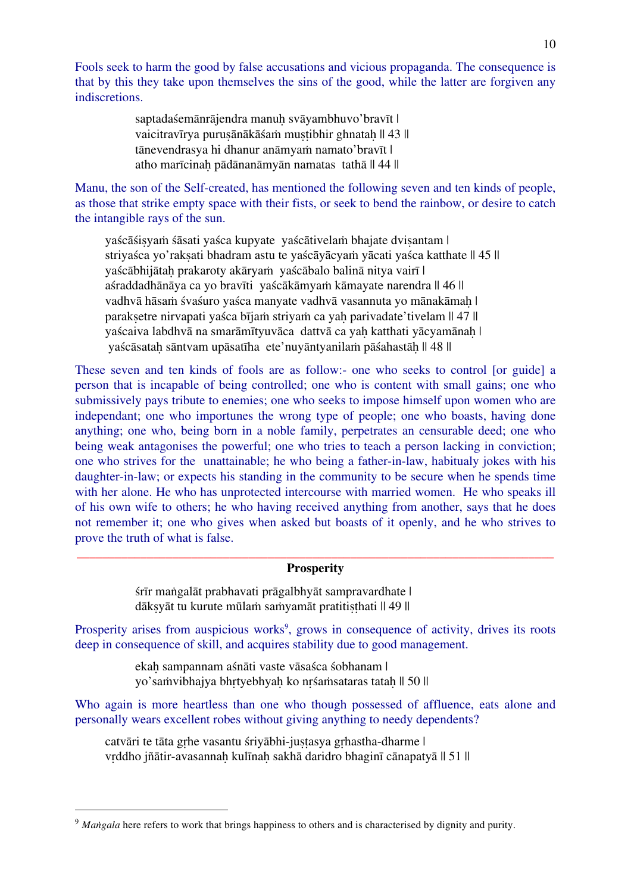Fools seek to harm the good by false accusations and vicious propaganda. The consequence is that by this they take upon themselves the sins of the good, while the latter are forgiven any indiscretions.

> saptadaśemānrājendra manuḥ svāyambhuvo'bravīt |
> vaicitravīrya puruṣānākāśaṁ muṣṭibhir ghnataḥ || 43 ||
> tānevendrasya hi dhanur anāmyaṁ namato'bravīt |
> atho marīcinaḥ pādānanāmyān namatas tathā || 44 ||

Manu, the son of the Self-created, has mentioned the following seven and ten kinds of people, as those that strike empty space with their fists, or seek to bend the rainbow, or desire to catch the intangible rays of the sun.

> yaścāśiṣyaṁ śāsati yaśca kupyate yaścātivelaṁ bhajate dviṣantam |
> striyaśca yo'rakṣati bhadram astu te yaścāyācyaṁ yācati yaśca katthate || 45 ||
> yaścābhijātaḥ prakaroty akāryaṁ yaścābalo balinā nitya vairī |
> aśraddadhānāya ca yo bravīti yaścākāmyaṁ kāmayate narendra || 46 ||
> vadhvā hāsaṁ śvaśuro yaśca manyate vadhvā vasannuta yo mānakāmaḥ |
> parakṣetre nirvapati yaśca bījaṁ striyaṁ ca yaḥ parivadate'tivelam || 47 ||
> yaścaiva labdhvā na smarāmītyuvāca dattvā ca yaḥ katthati yācyamānaḥ |
> yaścāsataḥ sāntvam upāsatīha ete'nuyāntyanilaṁ pāśahastāḥ || 48 ||

These seven and ten kinds of fools are as follow:- one who seeks to control [or guide] a person that is incapable of being controlled; one who is content with small gains; one who submissively pays tribute to enemies; one who seeks to impose himself upon women who are independant; one who importunes the wrong type of people; one who boasts, having done anything; one who, being born in a noble family, perpetrates an censurable deed; one who being weak antagonises the powerful; one who tries to teach a person lacking in conviction; one who strives for the unattainable; he who being a father-in-law, habitualy jokes with his daughter-in-law; or expects his standing in the community to be secure when he spends time with her alone. He who has unprotected intercourse with married women. He who speaks ill of his own wife to others; he who having received anything from another, says that he does not remember it; one who gives when asked but boasts of it openly, and he who strives to prove the truth of what is false.

---

## Prosperity

> śrīr maṅgalāt prabhavati prāgalbhyāt sampravardhate |
> dākṣyāt tu kurute mūlaṁ saṁyamāt pratitiṣṭhati || 49 ||

Prosperity arises from auspicious works[9], grows in consequence of activity, drives its roots deep in consequence of skill, and acquires stability due to good management.

> ekaḥ sampannam aśnāti vaste vāsaśca śobhanam |
> yo'saṁvibhajya bhṛtyebhyaḥ ko nṛśaṁsataras tataḥ || 50 ||

Who again is more heartless than one who though possessed of affluence, eats alone and personally wears excellent robes without giving anything to needy dependents?

> catvāri te tāta gṛhe vasantu śriyābhi-juṣṭasya gṛhastha-dharme |
> vṛddho jñātir-avasannaḥ kulīnaḥ sakhā daridro bhaginī cānapatyā || 51 ||

---

[9] *Maṅgala* here refers to work that brings happiness to others and is characterised by dignity and purity.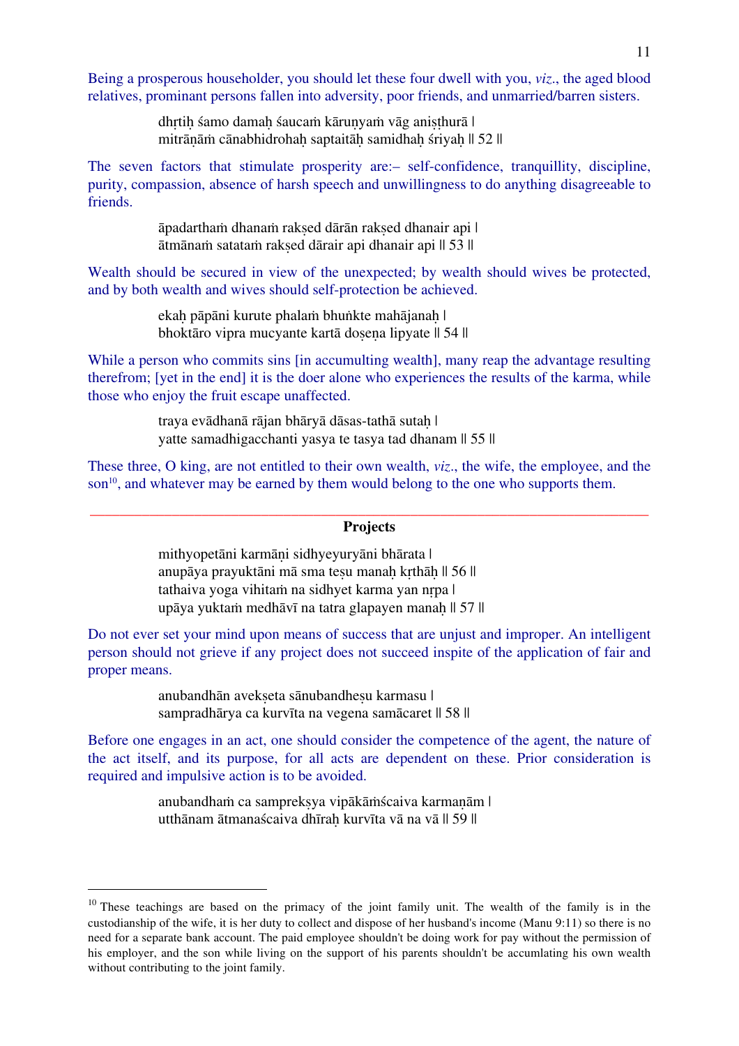Being a prosperous householder, you should let these four dwell with you, *viz*., the aged blood relatives, prominant persons fallen into adversity, poor friends, and unmarried/barren sisters.

> dhṛtiḥ śamo damaḥ śaucaṁ kāruṇyaṁ vāg aniṣṭhurā |
> mitrāṇāṁ cānabhidrohaḥ saptaitāḥ samidhaḥ śriyaḥ || 52 ||

The seven factors that stimulate prosperity are:– self-confidence, tranquillity, discipline, purity, compassion, absence of harsh speech and unwillingness to do anything disagreeable to friends.

> āpadarthaṁ dhanaṁ rakṣed dārān rakṣed dhanair api |
> ātmānaṁ satataṁ rakṣed dārair api dhanair api || 53 ||

Wealth should be secured in view of the unexpected; by wealth should wives be protected, and by both wealth and wives should self-protection be achieved.

> ekaḥ pāpāni kurute phalaṁ bhuṅkte mahājanaḥ |
> bhoktāro vipra mucyante kartā doṣeṇa lipyate || 54 ||

While a person who commits sins [in accumulting wealth], many reap the advantage resulting therefrom; [yet in the end] it is the doer alone who experiences the results of the karma, while those who enjoy the fruit escape unaffected.

> traya evādhanā rājan bhāryā dāsas-tathā sutaḥ |
> yatte samadhigacchanti yasya te tasya tad dhanam || 55 ||

These three, O king, are not entitled to their own wealth, *viz*., the wife, the employee, and the son[10], and whatever may be earned by them would belong to the one who supports them.

---

**Projects**

> mithyopetāni karmāṇi sidhyeyuryāni bhārata |
> anupāya prayuktāni mā sma teṣu manaḥ kṛthāḥ || 56 ||
> tathaiva yoga vihitaṁ na sidhyet karma yan nṛpa |
> upāya yuktaṁ medhāvī na tatra glapayen manaḥ || 57 ||

Do not ever set your mind upon means of success that are unjust and improper. An intelligent person should not grieve if any project does not succeed inspite of the application of fair and proper means.

> anubandhān avekṣeta sānubandheṣu karmasu |
> sampradhārya ca kurvīta na vegena samācaret || 58 ||

Before one engages in an act, one should consider the competence of the agent, the nature of the act itself, and its purpose, for all acts are dependent on these. Prior consideration is required and impulsive action is to be avoided.

> anubandhaṁ ca samprekṣya vipākāṁścaiva karmaṇām |
> utthānam ātmanaścaiva dhīraḥ kurvīta vā na vā || 59 ||

---

[10] These teachings are based on the primacy of the joint family unit. The wealth of the family is in the custodianship of the wife, it is her duty to collect and dispose of her husband's income (Manu 9:11) so there is no need for a separate bank account. The paid employee shouldn't be doing work for pay without the permission of his employer, and the son while living on the support of his parents shouldn't be accumlating his own wealth without contributing to the joint family.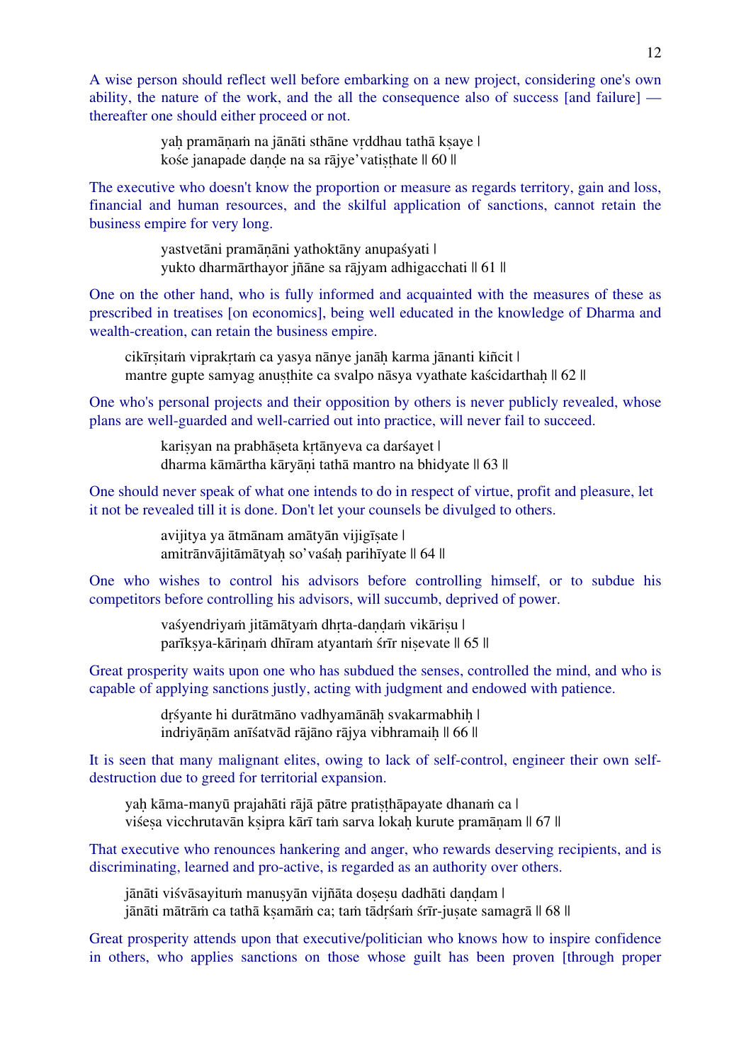A wise person should reflect well before embarking on a new project, considering one's own ability, the nature of the work, and the all the consequence also of success [and failure] — thereafter one should either proceed or not.

> yaḥ pramāṇaṁ na jānāti sthāne vṛddhau tathā kṣaye |
> kośe janapade daṇḍe na sa rājye'vatiṣṭhate || 60 ||

The executive who doesn't know the proportion or measure as regards territory, gain and loss, financial and human resources, and the skilful application of sanctions, cannot retain the business empire for very long.

> yastvetāni pramāṇāni yathoktāny anupaśyati |
> yukto dharmārthayor jñāne sa rājyam adhigacchati || 61 ||

One on the other hand, who is fully informed and acquainted with the measures of these as prescribed in treatises [on economics], being well educated in the knowledge of Dharma and wealth-creation, can retain the business empire.

> cikīrṣitaṁ viprakṛtaṁ ca yasya nānye janāḥ karma jānanti kiñcit |
> mantre gupte samyag anuṣṭhite ca svalpo nāsya vyathate kaścidarthaḥ || 62 ||

One who's personal projects and their opposition by others is never publicly revealed, whose plans are well-guarded and well-carried out into practice, will never fail to succeed.

> kariṣyan na prabhāṣeta kṛtānyeva ca darśayet |
> dharma kāmārtha kāryāṇi tathā mantro na bhidyate || 63 ||

One should never speak of what one intends to do in respect of virtue, profit and pleasure, let it not be revealed till it is done. Don't let your counsels be divulged to others.

> avijitya ya ātmānam amātyān vijigīṣate |
> amitrānvājitāmātyaḥ so'vaśaḥ parihīyate || 64 ||

One who wishes to control his advisors before controlling himself, or to subdue his competitors before controlling his advisors, will succumb, deprived of power.

> vaśyendriyaṁ jitāmātyaṁ dhṛta-daṇḍaṁ vikāriṣu |
> parīkṣya-kāriṇaṁ dhīram atyantaṁ śrīr niṣevate || 65 ||

Great prosperity waits upon one who has subdued the senses, controlled the mind, and who is capable of applying sanctions justly, acting with judgment and endowed with patience.

> dṛśyante hi durātmāno vadhyamānāḥ svakarmabhiḥ |
> indriyāṇām anīśatvād rājāno rājya vibhramaiḥ || 66 ||

It is seen that many malignant elites, owing to lack of self-control, engineer their own self-destruction due to greed for territorial expansion.

> yaḥ kāma-manyū prajahāti rājā pātre pratiṣṭhāpayate dhanaṁ ca |
> viśeṣa vicchrutavān kṣipra kārī taṁ sarva lokaḥ kurute pramāṇam || 67 ||

That executive who renounces hankering and anger, who rewards deserving recipients, and is discriminating, learned and pro-active, is regarded as an authority over others.

> jānāti viśvāsayituṁ manuṣyān vijñāta doṣeṣu dadhāti daṇḍam |
> jānāti mātrāṁ ca tathā kṣamāṁ ca; taṁ tādṛśaṁ śrīr-juṣate samagrā || 68 ||

Great prosperity attends upon that executive/politician who knows how to inspire confidence in others, who applies sanctions on those whose guilt has been proven [through proper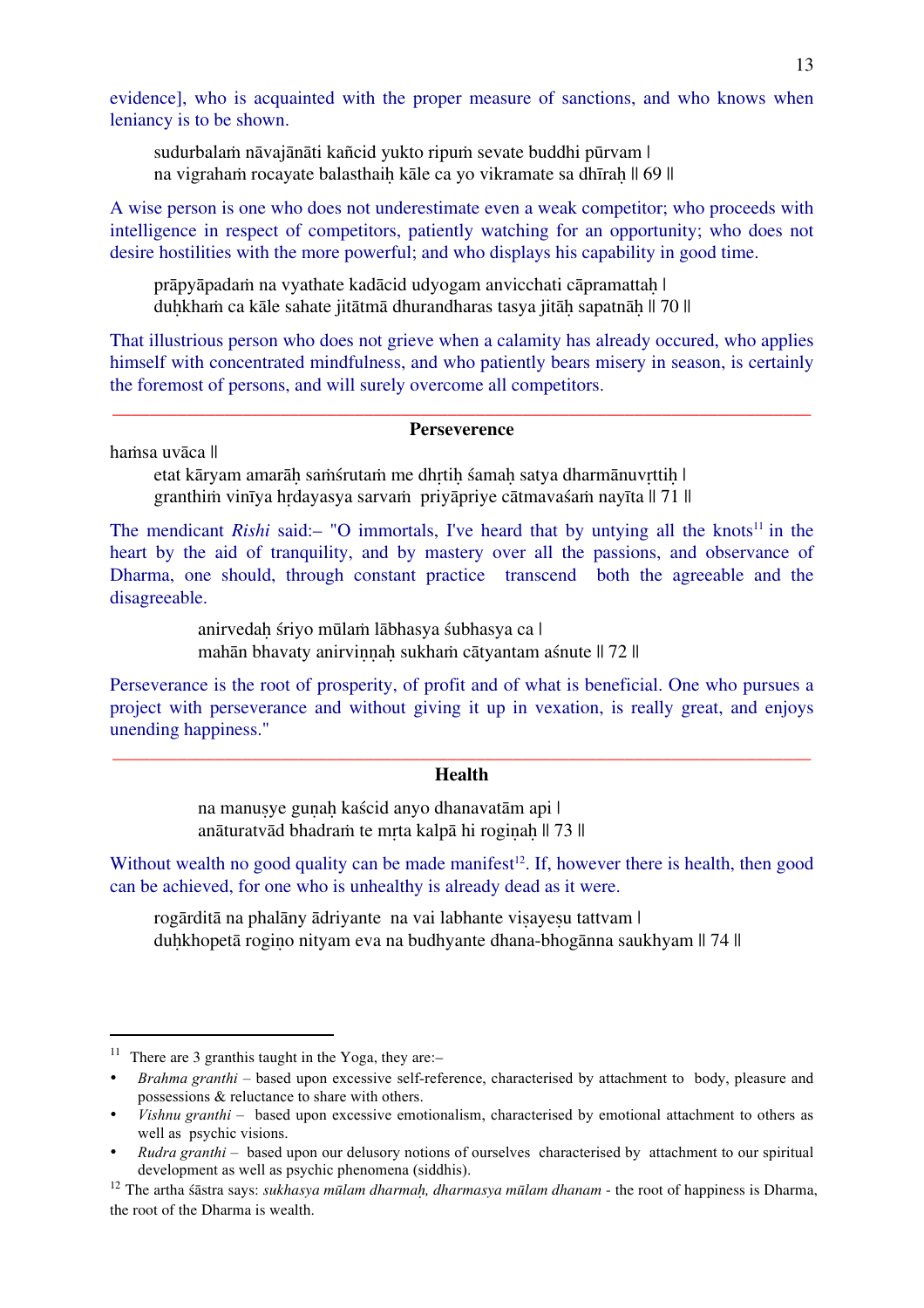evidence], who is acquainted with the proper measure of sanctions, and who knows when leniency is to be shown.

> sudurbalaṁ nāvajānāti kañcid yukto ripuṁ sevate buddhi pūrvam |
> na vigrahaṁ rocayate balasthaiḥ kāle ca yo vikramate sa dhīraḥ || 69 ||

A wise person is one who does not underestimate even a weak competitor; who proceeds with intelligence in respect of competitors, patiently watching for an opportunity; who does not desire hostilities with the more powerful; and who displays his capability in good time.

> prāpyāpadaṁ na vyathate kadācid udyogam anvicchati cāpramattaḥ |
> duḥkhaṁ ca kāle sahate jitātmā dhurandharas tasya jitāḥ sapatnāḥ || 70 ||

That illustrious person who does not grieve when a calamity has already occured, who applies himself with concentrated mindfulness, and who patiently bears misery in season, is certainly the foremost of persons, and will surely overcome all competitors.

---

## Perseverance

haṁsa uvāca ||

> etat kāryam amarāḥ saṁśrutaṁ me dhṛtiḥ śamaḥ satya dharmānuvṛttiḥ |
> granthiṁ vinīya hṛdayasya sarvaṁ priyāpriye cātmavaśaṁ nayīta || 71 ||

The mendicant *Rishi* said:– "O immortals, I've heard that by untying all the knots[11] in the heart by the aid of tranquility, and by mastery over all the passions, and observance of Dharma, one should, through constant practice transcend both the agreeable and the disagreeable.

> anirvedaḥ śriyo mūlaṁ lābhasya śubhasya ca |
> mahān bhavaty anirviṇṇaḥ sukhaṁ cātyantam aśnute || 72 ||

Perseverance is the root of prosperity, of profit and of what is beneficial. One who pursues a project with perseverance and without giving it up in vexation, is really great, and enjoys unending happiness."

---

## Health

> na manuṣye guṇaḥ kaścid anyo dhanavatām api |
> anāturatvād bhadraṁ te mṛta kalpā hi rogiṇaḥ || 73 ||

Without wealth no good quality can be made manifest[12]. If, however there is health, then good can be achieved, for one who is unhealthy is already dead as it were.

> rogārditā na phalāny ādriyante na vai labhante viṣayeṣu tattvam |
> duḥkhopetā rogiṇo nityam eva na budhyante dhana-bhogānna saukhyam || 74 ||

---

[11] There are 3 granthis taught in the Yoga, they are:–

- *Brahma granthi* – based upon excessive self-reference, characterised by attachment to body, pleasure and possessions & reluctance to share with others.
- *Vishnu granthi* – based upon excessive emotionalism, characterised by emotional attachment to others as well as psychic visions.
- *Rudra granthi* – based upon our delusory notions of ourselves characterised by attachment to our spiritual development as well as psychic phenomena (siddhis).

[12] The artha śāstra says: *sukhasya mūlam dharmaḥ, dharmasya mūlam dhanam* - the root of happiness is Dharma, the root of the Dharma is wealth.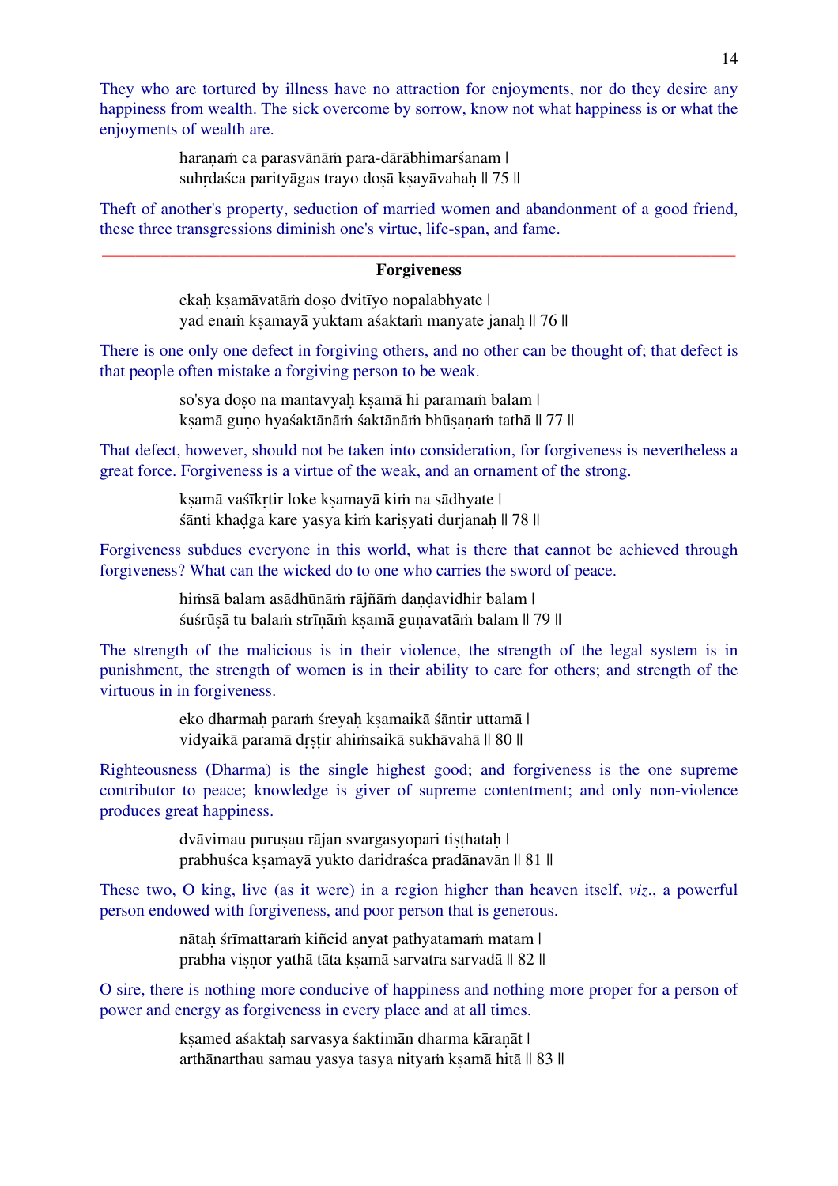They who are tortured by illness have no attraction for enjoyments, nor do they desire any happiness from wealth. The sick overcome by sorrow, know not what happiness is or what the enjoyments of wealth are.

> haraṇaṁ ca parasvānāṁ para-dārābhimarśanam |
> suhṛdaśca parityāgas trayo doṣā kṣayāvahaḥ || 75 ||

Theft of another's property, seduction of married women and abandonment of a good friend, these three transgressions diminish one's virtue, life-span, and fame.

---

### Forgiveness

> ekaḥ kṣamāvatāṁ doṣo dvitīyo nopalabhyate |
> yad enaṁ kṣamayā yuktam aśaktaṁ manyate janaḥ || 76 ||

There is one only one defect in forgiving others, and no other can be thought of; that defect is that people often mistake a forgiving person to be weak.

> so'sya doṣo na mantavyaḥ kṣamā hi paramaṁ balam |
> kṣamā guṇo hyaśaktānāṁ śaktānāṁ bhūṣaṇaṁ tathā || 77 ||

That defect, however, should not be taken into consideration, for forgiveness is nevertheless a great force. Forgiveness is a virtue of the weak, and an ornament of the strong.

> kṣamā vaśīkṛtir loke kṣamayā kiṁ na sādhyate |
> śānti khaḍga kare yasya kiṁ kariṣyati durjanaḥ || 78 ||

Forgiveness subdues everyone in this world, what is there that cannot be achieved through forgiveness? What can the wicked do to one who carries the sword of peace.

> hiṁsā balam asādhūnāṁ rājñāṁ daṇḍavidhir balam |
> śuśrūṣā tu balaṁ strīṇāṁ kṣamā guṇavatāṁ balam || 79 ||

The strength of the malicious is in their violence, the strength of the legal system is in punishment, the strength of women is in their ability to care for others; and strength of the virtuous in in forgiveness.

> eko dharmaḥ paraṁ śreyaḥ kṣamaikā śāntir uttamā |
> vidyaikā paramā dṛṣṭir ahiṁsaikā sukhāvahā || 80 ||

Righteousness (Dharma) is the single highest good; and forgiveness is the one supreme contributor to peace; knowledge is giver of supreme contentment; and only non-violence produces great happiness.

> dvāvimau puruṣau rājan svargasyopari tiṣṭhataḥ |
> prabhuśca kṣamayā yukto daridraśca pradānavān || 81 ||

These two, O king, live (as it were) in a region higher than heaven itself, *viz*., a powerful person endowed with forgiveness, and poor person that is generous.

> nātaḥ śrīmattaraṁ kiñcid anyat pathyatamaṁ matam |
> prabha viṣṇor yathā tāta kṣamā sarvatra sarvadā || 82 ||

O sire, there is nothing more conducive of happiness and nothing more proper for a person of power and energy as forgiveness in every place and at all times.

> kṣamed aśaktaḥ sarvasya śaktimān dharma kāraṇāt |
> arthānarthau samau yasya tasya nityaṁ kṣamā hitā || 83 ||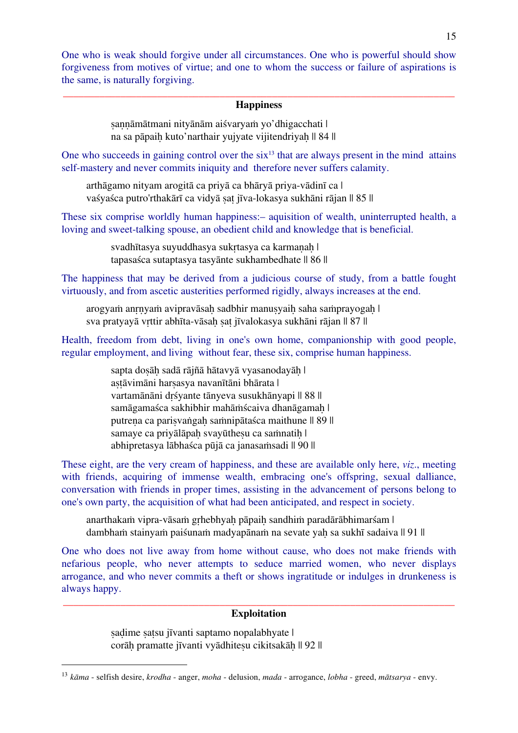One who is weak should forgive under all circumstances. One who is powerful should show forgiveness from motives of virtue; and one to whom the success or failure of aspirations is the same, is naturally forgiving.

---

### Happiness

> ṣaṇṇāmātmani nityānām aiśvaryaṁ yo'dhigacchati |
> na sa pāpaiḥ kuto'narthair yujyate vijitendriyaḥ || 84 ||

One who succeeds in gaining control over the six[13] that are always present in the mind attains self-mastery and never commits iniquity and therefore never suffers calamity.

> arthāgamo nityam arogitā ca priyā ca bhāryā priya-vādinī ca |
> vaśyaśca putro'rthakārī ca vidyā ṣaṭ jīva-lokasya sukhāni rājan || 85 ||

These six comprise worldly human happiness:– aquisition of wealth, uninterrupted health, a loving and sweet-talking spouse, an obedient child and knowledge that is beneficial.

> svadhītasya suyuddhasya sukṛtasya ca karmaṇaḥ |
> tapasaśca sutaptasya tasyānte sukhambedhate || 86 ||

The happiness that may be derived from a judicious course of study, from a battle fought virtuously, and from ascetic austerities performed rigidly, always increases at the end.

> arogyaṁ anṛṇyaṁ avipravāsaḥ sadbhir manuṣyaiḥ saha saṁprayogaḥ |
> sva pratyayā vṛttir abhīta-vāsaḥ ṣaṭ jīvalokasya sukhāni rājan || 87 ||

Health, freedom from debt, living in one's own home, companionship with good people, regular employment, and living without fear, these six, comprise human happiness.

> sapta doṣāḥ sadā rājñā hātavyā vyasanodayāḥ |
> aṣṭāvimāni harṣasya navanītāni bhārata |
> vartamānāni dṛśyante tānyeva susukhānyapi || 88 ||
> samāgamaśca sakhibhir mahāṁścaiva dhanāgamaḥ |
> putreṇa ca pariṣvaṅgaḥ saṁnipātaśca maithune || 89 ||
> samaye ca priyālāpaḥ svayūtheṣu ca saṁnatiḥ |
> abhipretasya lābhaśca pūjā ca janasaṁsadi || 90 ||

These eight, are the very cream of happiness, and these are available only here, *viz*., meeting with friends, acquiring of immense wealth, embracing one's offspring, sexual dalliance, conversation with friends in proper times, assisting in the advancement of persons belong to one's own party, the acquisition of what had been anticipated, and respect in society.

> anarthakaṁ vipra-vāsaṁ gṛhebhyaḥ pāpaiḥ sandhiṁ paradārābhimarśam |
> dambhaṁ stainyaṁ paiśunaṁ madyapānaṁ na sevate yaḥ sa sukhī sadaiva || 91 ||

One who does not live away from home without cause, who does not make friends with nefarious people, who never attempts to seduce married women, who never displays arrogance, and who never commits a theft or shows ingratitude or indulges in drunkeness is always happy.

---

### Exploitation

> ṣaḍime ṣaṭsu jīvanti saptamo nopalabhyate |
> corāḥ pramatte jīvanti vyādhiteṣu cikitsakāḥ || 92 ||

---

[13] *kāma* - selfish desire, *krodha* - anger, *moha* - delusion, *mada* - arrogance, *lobha* - greed, *mātsarya* - envy.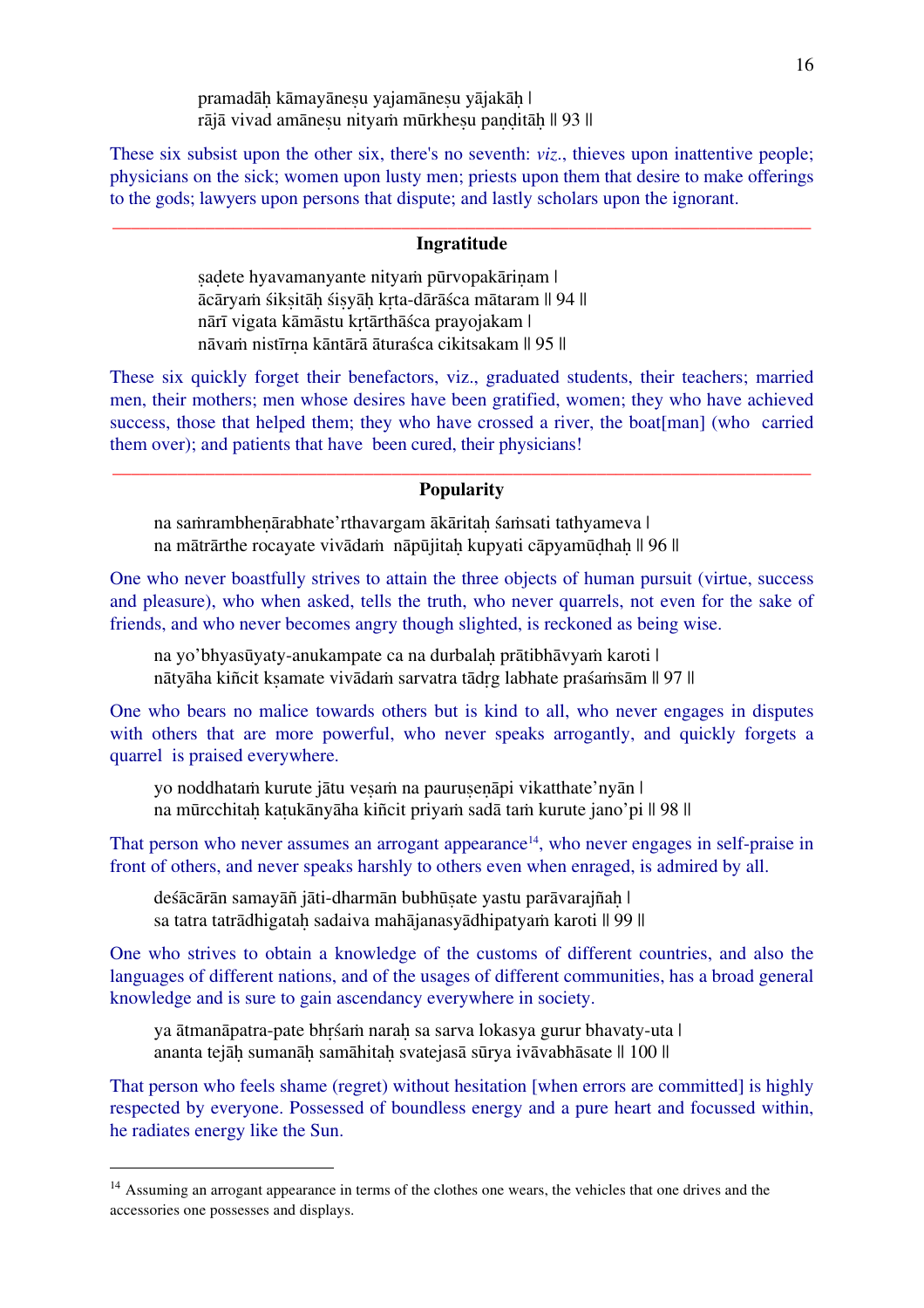pramadāḥ kāmayāneṣu yajamāneṣu yājakāḥ |
rājā vivad amāneṣu nityaṁ mūrkheṣu paṇḍitāḥ || 93 ||

These six subsist upon the other six, there's no seventh: *viz*., thieves upon inattentive people; physicians on the sick; women upon lusty men; priests upon them that desire to make offerings to the gods; lawyers upon persons that dispute; and lastly scholars upon the ignorant.

---

### Ingratitude

ṣaḍete hyavamanyante nityaṁ pūrvopakāriṇam |
ācāryaṁ śikṣitāḥ śiṣyāḥ kṛta-dārāśca mātaram || 94 ||
nārī vigata kāmāstu kṛtārthāśca prayojakam |
nāvaṁ nistīrṇa kāntārā āturaśca cikitsakam || 95 ||

These six quickly forget their benefactors, viz., graduated students, their teachers; married men, their mothers; men whose desires have been gratified, women; they who have achieved success, those that helped them; they who have crossed a river, the boat[man] (who carried them over); and patients that have been cured, their physicians!

---

### Popularity

na saṁrambheṇārabhate'rthavargam ākāritaḥ śaṁsati tathyameva |
na mātrārthe rocayate vivādaṁ nāpūjitaḥ kupyati cāpyamūḍhaḥ || 96 ||

One who never boastfully strives to attain the three objects of human pursuit (virtue, success and pleasure), who when asked, tells the truth, who never quarrels, not even for the sake of friends, and who never becomes angry though slighted, is reckoned as being wise.

na yo'bhyasūyaty-anukampate ca na durbalaḥ prātibhāvyaṁ karoti |
nātyāha kiñcit kṣamate vivādaṁ sarvatra tādṛg labhate praśaṁsām || 97 ||

One who bears no malice towards others but is kind to all, who never engages in disputes with others that are more powerful, who never speaks arrogantly, and quickly forgets a quarrel is praised everywhere.

yo noddhataṁ kurute jātu veṣaṁ na pauruṣeṇāpi vikatthate'nyān |
na mūrcchitaḥ kaṭukānyāha kiñcit priyaṁ sadā taṁ kurute jano'pi || 98 ||

That person who never assumes an arrogant appearance[14], who never engages in self-praise in front of others, and never speaks harshly to others even when enraged, is admired by all.

deśācārān samayāñ jāti-dharmān bubhūṣate yastu parāvarajñaḥ |
sa tatra tatrādhigataḥ sadaiva mahājanasyādhipatyaṁ karoti || 99 ||

One who strives to obtain a knowledge of the customs of different countries, and also the languages of different nations, and of the usages of different communities, has a broad general knowledge and is sure to gain ascendancy everywhere in society.

ya ātmanāpatra-pate bhṛśaṁ naraḥ sa sarva lokasya gurur bhavaty-uta |
ananta tejāḥ sumanāḥ samāhitaḥ svatejasā sūrya ivāvabhāsate || 100 ||

That person who feels shame (regret) without hesitation [when errors are committed] is highly respected by everyone. Possessed of boundless energy and a pure heart and focussed within, he radiates energy like the Sun.

---

[14] Assuming an arrogant appearance in terms of the clothes one wears, the vehicles that one drives and the accessories one possesses and displays.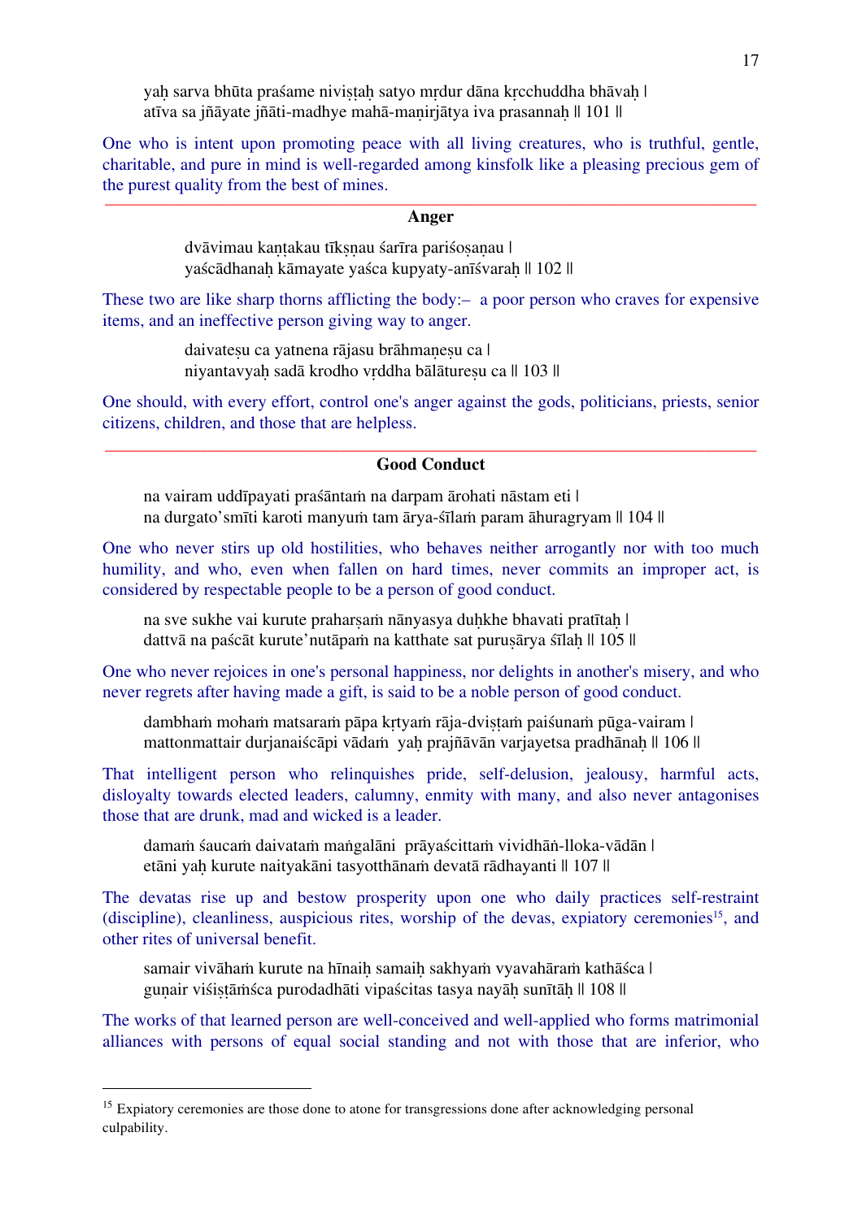yaḥ sarva bhūta praśame niviṣṭaḥ satyo mṛdur dāna kṛcchuddha bhāvaḥ |
atīva sa jñāyate jñāti-madhye mahā-maṇirjātya iva prasannaḥ || 101 ||

One who is intent upon promoting peace with all living creatures, who is truthful, gentle, charitable, and pure in mind is well-regarded among kinsfolk like a pleasing precious gem of the purest quality from the best of mines.

---

### Anger

dvāvimau kaṇṭakau tīkṣṇau śarīra pariśoṣaṇau |
yaścādhanaḥ kāmayate yaśca kupyaty-anīśvaraḥ || 102 ||

These two are like sharp thorns afflicting the body:– a poor person who craves for expensive items, and an ineffective person giving way to anger.

daivateṣu ca yatnena rājasu brāhmaṇeṣu ca |
niyantavyaḥ sadā krodho vṛddha bālātureṣu ca || 103 ||

One should, with every effort, control one's anger against the gods, politicians, priests, senior citizens, children, and those that are helpless.

---

### Good Conduct

na vairam uddīpayati praśāntaṁ na darpam ārohati nāstam eti |
na durgato'smīti karoti manyuṁ tam ārya-śīlaṁ param āhuragryam || 104 ||

One who never stirs up old hostilities, who behaves neither arrogantly nor with too much humility, and who, even when fallen on hard times, never commits an improper act, is considered by respectable people to be a person of good conduct.

na sve sukhe vai kurute praharṣaṁ nānyasya duḥkhe bhavati pratītaḥ |
dattvā na paścāt kurute'nutāpaṁ na katthate sat puruṣārya śīlaḥ || 105 ||

One who never rejoices in one's personal happiness, nor delights in another's misery, and who never regrets after having made a gift, is said to be a noble person of good conduct.

dambhaṁ mohaṁ matsaraṁ pāpa kṛtyaṁ rāja-dviṣṭaṁ paiśunaṁ pūga-vairam |
mattonmattair durjanaiścāpi vādaṁ yaḥ prajñāvān varjayetsa pradhānaḥ || 106 ||

That intelligent person who relinquishes pride, self-delusion, jealousy, harmful acts, disloyalty towards elected leaders, calumny, enmity with many, and also never antagonises those that are drunk, mad and wicked is a leader.

damaṁ śaucaṁ daivataṁ maṅgalāni prāyaścittaṁ vividhāṅ-lloka-vādān |
etāni yaḥ kurute naityakāni tasyotthānaṁ devatā rādhayanti || 107 ||

The devatas rise up and bestow prosperity upon one who daily practices self-restraint (discipline), cleanliness, auspicious rites, worship of the devas, expiatory ceremonies[15], and other rites of universal benefit.

samair vivāhaṁ kurute na hīnaiḥ samaiḥ sakhyaṁ vyavahāraṁ kathāśca |
guṇair viśiṣṭāṁśca purodadhāti vipaścitas tasya nayāḥ sunītāḥ || 108 ||

The works of that learned person are well-conceived and well-applied who forms matrimonial alliances with persons of equal social standing and not with those that are inferior, who

---

[15] Expiatory ceremonies are those done to atone for transgressions done after acknowledging personal culpability.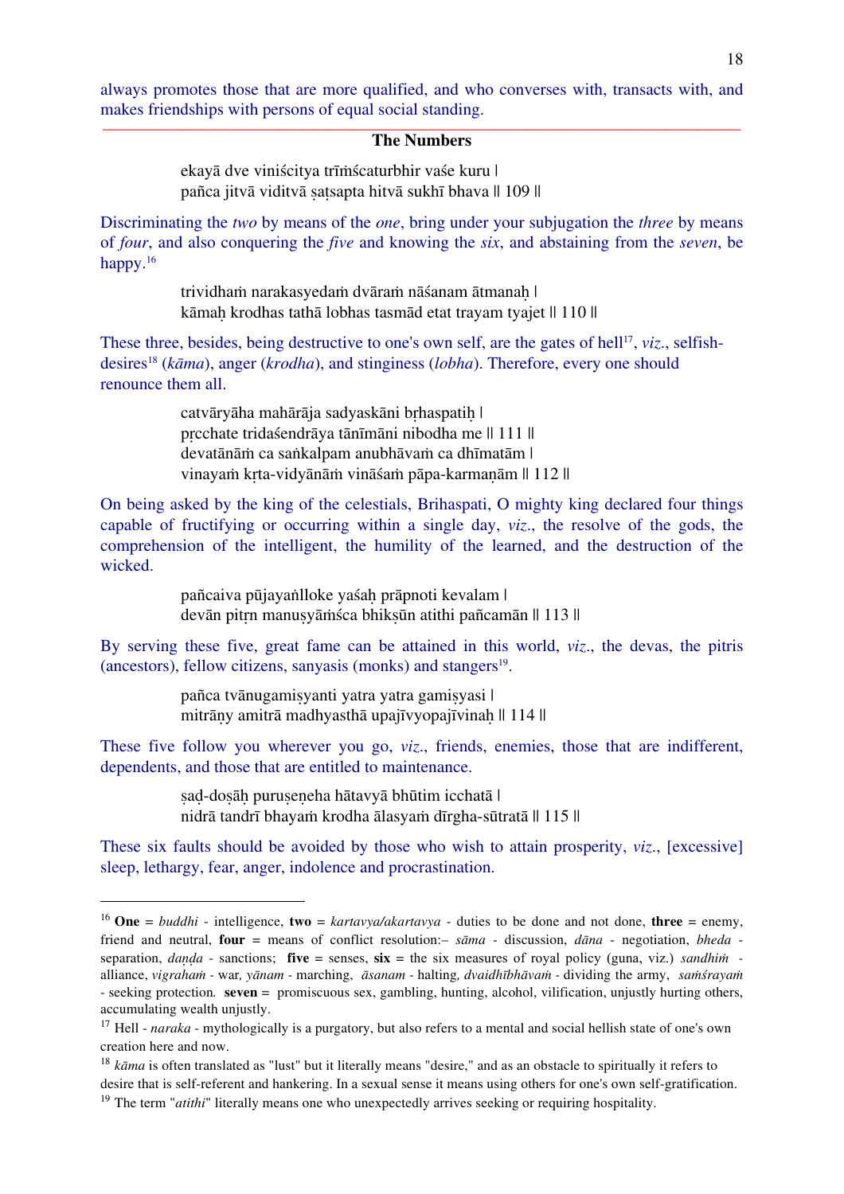always promotes those that are more qualified, and who converses with, transacts with, and makes friendships with persons of equal social standing.

---

### The Numbers

> ekayā dve viniścitya trīṁścaturbhir vaśe kuru |
> pañca jitvā viditvā ṣaṭsapta hitvā sukhī bhava || 109 ||

Discriminating the *two* by means of the *one*, bring under your subjugation the *three* by means of *four*, and also conquering the *five* and knowing the *six*, and abstaining from the *seven*, be happy.[16]

> trividhaṁ narakasyedaṁ dvāraṁ nāśanam ātmanaḥ |
> kāmaḥ krodhas tathā lobhas tasmād etat trayam tyajet || 110 ||

These three, besides, being destructive to one's own self, are the gates of hell[17], *viz*., selfish-desires[18] (*kāma*), anger (*krodha*), and stinginess (*lobha*). Therefore, every one should renounce them all.

> catvāryāha mahārāja sadyaskāni bṛhaspatiḥ |
> pṛcchate tridaśendrāya tānīmāni nibodha me || 111 ||
> devatānāṁ ca saṅkalpam anubhāvaṁ ca dhīmatām |
> vinayaṁ kṛta-vidyānāṁ vināśaṁ pāpa-karmaṇām || 112 ||

On being asked by the king of the celestials, Brihaspati, O mighty king declared four things capable of fructifying or occurring within a single day, *viz*., the resolve of the gods, the comprehension of the intelligent, the humility of the learned, and the destruction of the wicked.

> pañcaiva pūjayaṅlloke yaśaḥ prāpnoti kevalam |
> devān pitṛn manuṣyāṁśca bhikṣūn atithi pañcamān || 113 ||

By serving these five, great fame can be attained in this world, *viz*., the devas, the pitris (ancestors), fellow citizens, sanyasis (monks) and stangers[19].

> pañca tvānugamiṣyanti yatra yatra gamiṣyasi |
> mitrāṇy amitrā madhyasthā upajīvyopajīvinaḥ || 114 ||

These five follow you wherever you go, *viz*., friends, enemies, those that are indifferent, dependents, and those that are entitled to maintenance.

> ṣaḍ-doṣāḥ puruṣeṇeha hātavyā bhūtim icchatā |
> nidrā tandrī bhayaṁ krodha ālasyaṁ dīrgha-sūtratā || 115 ||

These six faults should be avoided by those who wish to attain prosperity, *viz*., [excessive] sleep, lethargy, fear, anger, indolence and procrastination.

---

[16] **One** = *buddhi* - intelligence, **two** = *kartavya/akartavya* - duties to be done and not done, **three** = enemy, friend and neutral, **four** = means of conflict resolution:– *sāma* - discussion, *dāna* - negotiation, *bheda* - separation, *daṇḍa* - sanctions; **five** = senses, **six** = the six measures of royal policy (guna, viz.) *sandhiṁ* - alliance, *vigrahaṁ* - war, *yānam* - marching, *āsanam* - halting, *dvaidhībhāvaṁ* - dividing the army, *saṁśrayaṁ* - seeking protection. **seven** = promiscuous sex, gambling, hunting, alcohol, vilification, unjustly hurting others, accumulating wealth unjustly.

[17] Hell - *naraka* - mythologically is a purgatory, but also refers to a mental and social hellish state of one's own creation here and now.

[18] *kāma* is often translated as "lust" but it literally means "desire," and as an obstacle to spiritually it refers to desire that is self-referent and hankering. In a sexual sense it means using others for one's own self-gratification.

[19] The term "*atithi*" literally means one who unexpectedly arrives seeking or requiring hospitality.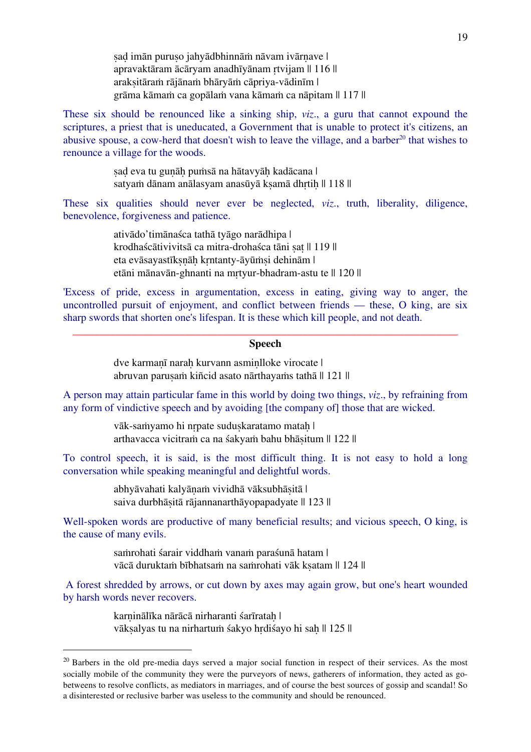ṣaḍ imān puruṣo jahyādbhinnāṁ nāvam ivārṇave |
apravaktāram ācāryam anadhīyānam ṛtvijam || 116 ||
arakṣitāraṁ rājānaṁ bhāryāṁ cāpriya-vādinīm |
grāma kāmaṁ ca gopālaṁ vana kāmaṁ ca nāpitam || 117 ||

These six should be renounced like a sinking ship, *viz*., a guru that cannot expound the scriptures, a priest that is uneducated, a Government that is unable to protect it's citizens, an abusive spouse, a cow-herd that doesn't wish to leave the village, and a barber[20] that wishes to renounce a village for the woods.

ṣaḍ eva tu guṇāḥ puṁsā na hātavyāḥ kadācana |
satyaṁ dānam anālasyam anasūyā kṣamā dhṛtiḥ || 118 ||

These six qualities should never ever be neglected, *viz*., truth, liberality, diligence, benevolence, forgiveness and patience.

ativādo'timānaśca tathā tyāgo narādhipa |
krodhaścātivivitsā ca mitra-drohaśca tāni ṣaṭ || 119 ||
eta evāsayastīkṣṇāḥ kṛntanty-āyūṁṣi dehinām |
etāni mānavān-ghnanti na mṛtyur-bhadram-astu te || 120 ||

'Excess of pride, excess in argumentation, excess in eating, giving way to anger, the uncontrolled pursuit of enjoyment, and conflict between friends — these, O king, are six sharp swords that shorten one's lifespan. It is these which kill people, and not death.

---

**Speech**

dve karmaṇī naraḥ kurvann asmiṇlloke virocate |
abruvan paruṣaṁ kiñcid asato nārthayaṁs tathā || 121 ||

A person may attain particular fame in this world by doing two things, *viz*., by refraining from any form of vindictive speech and by avoiding [the company of] those that are wicked.

vāk-saṁyamo hi nṛpate suduṣkaratamo mataḥ |
arthavacca vicitraṁ ca na śakyaṁ bahu bhāṣitum || 122 ||

To control speech, it is said, is the most difficult thing. It is not easy to hold a long conversation while speaking meaningful and delightful words.

abhyāvahati kalyāṇaṁ vividhā vāksubhāṣitā |
saiva durbhāṣitā rājannanarthāyopapadyate || 123 ||

Well-spoken words are productive of many beneficial results; and vicious speech, O king, is the cause of many evils.

saṁrohati śarair viddhaṁ vanaṁ paraśunā hatam |
vācā duruktaṁ bībhatsaṁ na saṁrohati vāk kṣatam || 124 ||

A forest shredded by arrows, or cut down by axes may again grow, but one's heart wounded by harsh words never recovers.

karṇinālīka nārācā nirharanti śarīrataḥ |
vākṣalyas tu na nirhartuṁ śakyo hṛdiśayo hi saḥ || 125 ||

---

[20] Barbers in the old pre-media days served a major social function in respect of their services. As the most socially mobile of the community they were the purveyors of news, gatherers of information, they acted as go-betweens to resolve conflicts, as mediators in marriages, and of course the best sources of gossip and scandal! So a disinterested or reclusive barber was useless to the community and should be renounced.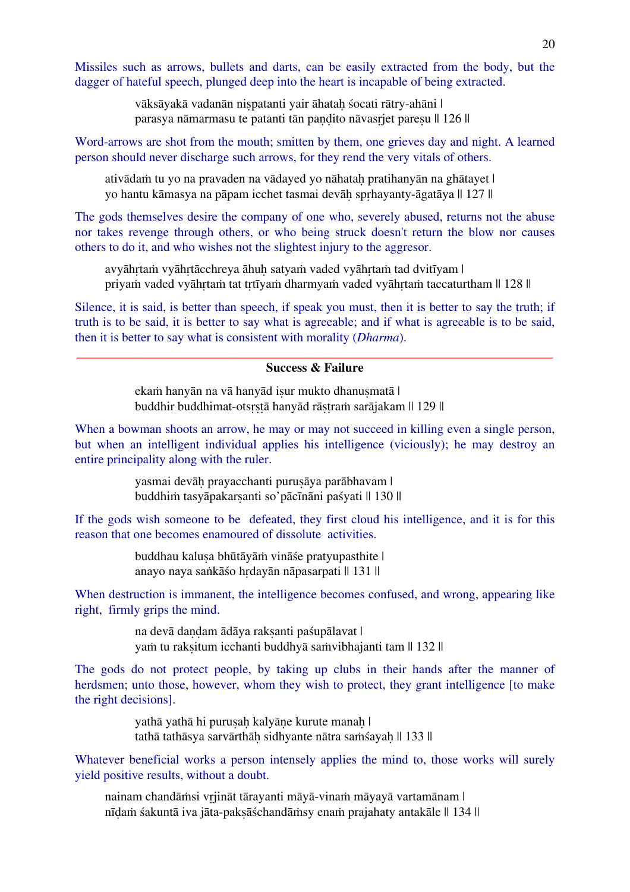Missiles such as arrows, bullets and darts, can be easily extracted from the body, but the dagger of hateful speech, plunged deep into the heart is incapable of being extracted.

> vāksāyakā vadanān niṣpatanti yair āhataḥ śocati rātry-ahāni |
> parasya nāmarmasu te patanti tān paṇḍito nāvasṛjet pareṣu || 126 ||

Word-arrows are shot from the mouth; smitten by them, one grieves day and night. A learned person should never discharge such arrows, for they rend the very vitals of others.

> ativādaṁ tu yo na pravaden na vādayed yo nāhataḥ pratihanyān na ghātayet |
> yo hantu kāmasya na pāpam icchet tasmai devāḥ spṛhayanty-āgatāya || 127 ||

The gods themselves desire the company of one who, severely abused, returns not the abuse nor takes revenge through others, or who being struck doesn't return the blow nor causes others to do it, and who wishes not the slightest injury to the aggresor.

> avyāhṛtaṁ vyāhṛtācchreya āhuḥ satyaṁ vaded vyāhṛtaṁ tad dvitīyam |
> priyaṁ vaded vyāhṛtaṁ tat tṛtīyaṁ dharmyaṁ vaded vyāhṛtaṁ taccaturtham || 128 ||

Silence, it is said, is better than speech, if speak you must, then it is better to say the truth; if truth is to be said, it is better to say what is agreeable; and if what is agreeable is to be said, then it is better to say what is consistent with morality (*Dharma*).

---

### Success & Failure

> ekaṁ hanyān na vā hanyād iṣur mukto dhanuṣmatā |
> buddhir buddhimat-otsṛṣṭā hanyād rāṣṭraṁ sarājakam || 129 ||

When a bowman shoots an arrow, he may or may not succeed in killing even a single person, but when an intelligent individual applies his intelligence (viciously); he may destroy an entire principality along with the ruler.

> yasmai devāḥ prayacchanti puruṣāya parābhavam |
> buddhiṁ tasyāpakarṣanti so'pācīnāni paśyati || 130 ||

If the gods wish someone to be defeated, they first cloud his intelligence, and it is for this reason that one becomes enamoured of dissolute activities.

> buddhau kaluṣa bhūtāyāṁ vināśe pratyupasthite |
> anayo naya saṅkāśo hṛdayān nāpasarpati || 131 ||

When destruction is immanent, the intelligence becomes confused, and wrong, appearing like right, firmly grips the mind.

> na devā daṇḍam ādāya rakṣanti paśupālavat |
> yaṁ tu rakṣitum icchanti buddhyā saṁvibhajanti tam || 132 ||

The gods do not protect people, by taking up clubs in their hands after the manner of herdsmen; unto those, however, whom they wish to protect, they grant intelligence [to make the right decisions].

> yathā yathā hi puruṣaḥ kalyāṇe kurute manaḥ |
> tathā tathāsya sarvārthāḥ sidhyante nātra saṁśayaḥ || 133 ||

Whatever beneficial works a person intensely applies the mind to, those works will surely yield positive results, without a doubt.

> nainam chandāṁsi vṛjināt tārayanti māyā-vinaṁ māyayā vartamānam |
> nīḍaṁ śakuntā iva jāta-pakṣāśchandāṁsy enaṁ prajahaty antakāle || 134 ||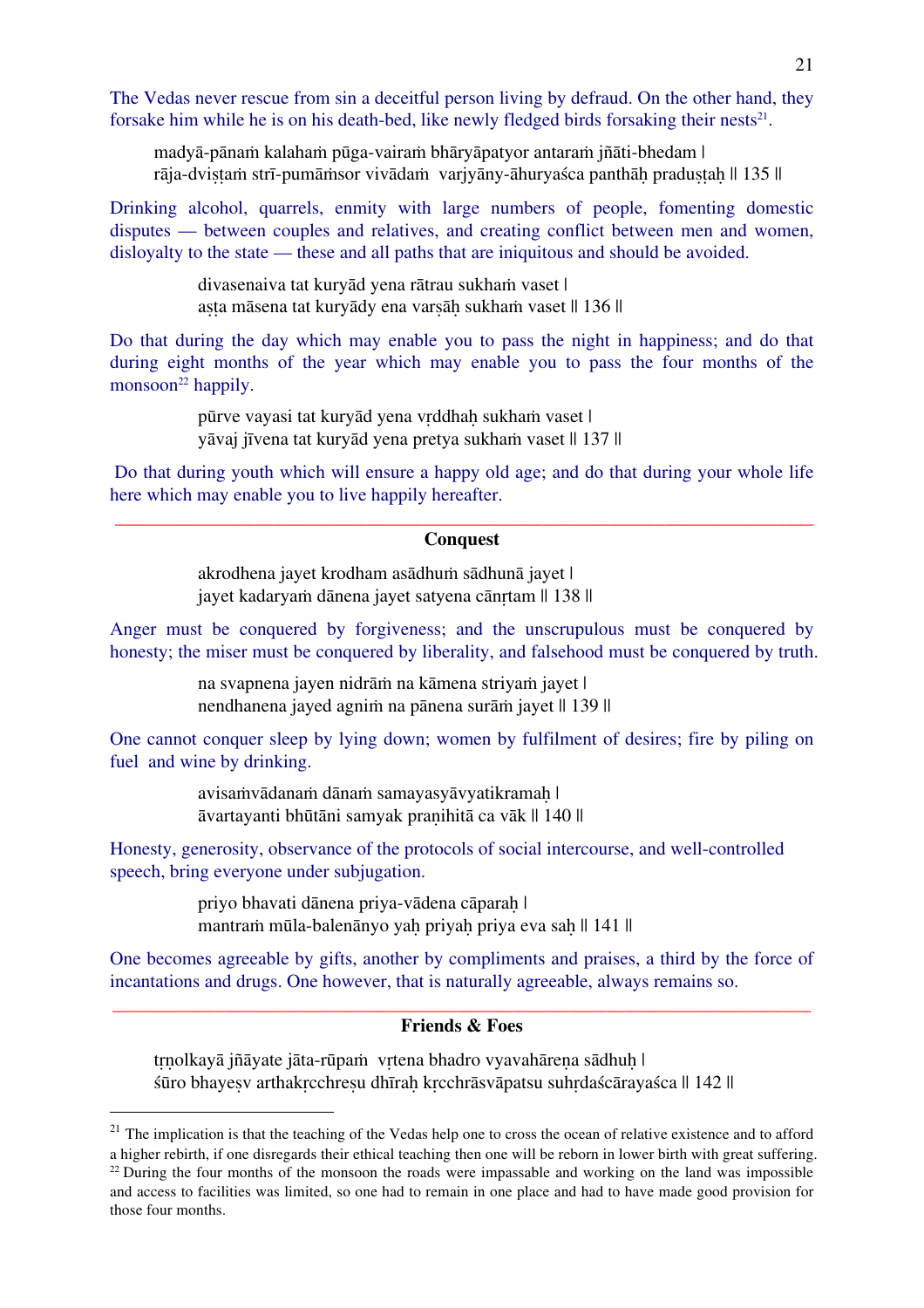The Vedas never rescue from sin a deceitful person living by defraud. On the other hand, they forsake him while he is on his death-bed, like newly fledged birds forsaking their nests[21].

> madyā-pānaṁ kalahaṁ pūga-vairaṁ bhāryāpatyor antaraṁ jñāti-bhedam |
> rāja-dviṣṭaṁ strī-pumāṁsor vivādaṁ varjyāny-āhuryaśca panthāḥ praduṣṭaḥ || 135 ||

Drinking alcohol, quarrels, enmity with large numbers of people, fomenting domestic disputes — between couples and relatives, and creating conflict between men and women, disloyalty to the state — these and all paths that are iniquitous and should be avoided.

> divasenaiva tat kuryād yena rātrau sukhaṁ vaset |
> aṣṭa māsena tat kuryādy ena varṣāḥ sukhaṁ vaset || 136 ||

Do that during the day which may enable you to pass the night in happiness; and do that during eight months of the year which may enable you to pass the four months of the monsoon[22] happily.

> pūrve vayasi tat kuryād yena vṛddhaḥ sukhaṁ vaset |
> yāvaj jīvena tat kuryād yena pretya sukhaṁ vaset || 137 ||

Do that during youth which will ensure a happy old age; and do that during your whole life here which may enable you to live happily hereafter.

---

### Conquest

> akrodhena jayet krodham asādhuṁ sādhunā jayet |
> jayet kadaryaṁ dānena jayet satyena cānṛtam || 138 ||

Anger must be conquered by forgiveness; and the unscrupulous must be conquered by honesty; the miser must be conquered by liberality, and falsehood must be conquered by truth.

> na svapnena jayen nidrāṁ na kāmena striyaṁ jayet |
> nendhanena jayed agniṁ na pānena surāṁ jayet || 139 ||

One cannot conquer sleep by lying down; women by fulfilment of desires; fire by piling on fuel and wine by drinking.

> avisaṁvādanaṁ dānaṁ samayasyāvyatikramaḥ |
> āvartayanti bhūtāni samyak praṇihitā ca vāk || 140 ||

Honesty, generosity, observance of the protocols of social intercourse, and well-controlled speech, bring everyone under subjugation.

> priyo bhavati dānena priya-vādena cāparaḥ |
> mantraṁ mūla-balenānyo yaḥ priyaḥ priya eva saḥ || 141 ||

One becomes agreeable by gifts, another by compliments and praises, a third by the force of incantations and drugs. One however, that is naturally agreeable, always remains so.

---

### Friends & Foes

> tṛṇolkayā jñāyate jāta-rūpaṁ vṛtena bhadro vyavahāreṇa sādhuḥ |
> śūro bhayeṣv arthakṛcchreṣu dhīraḥ kṛcchrāsvāpatsu suhṛdaścārayaśca || 142 ||

---

[21] The implication is that the teaching of the Vedas help one to cross the ocean of relative existence and to afford a higher rebirth, if one disregards their ethical teaching then one will be reborn in lower birth with great suffering.

[22] During the four months of the monsoon the roads were impassable and working on the land was impossible and access to facilities was limited, so one had to remain in one place and had to have made good provision for those four months.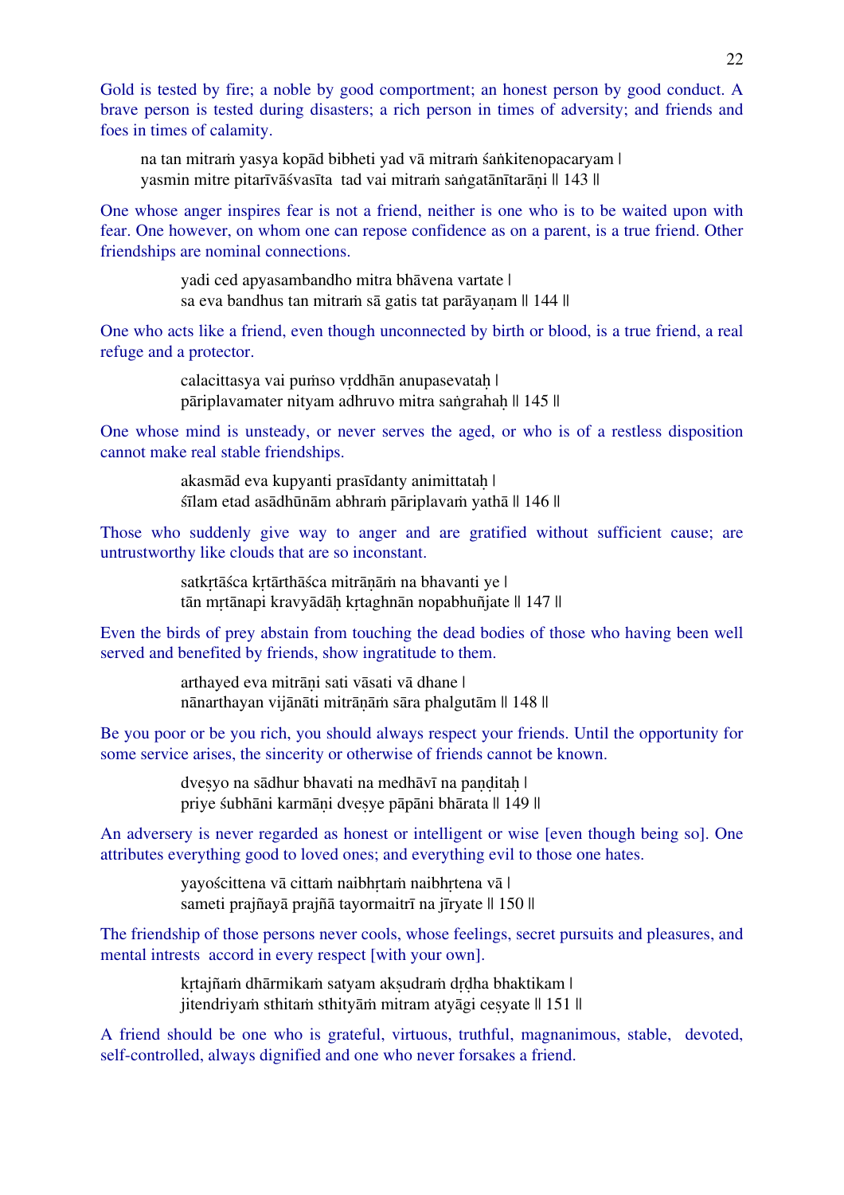Gold is tested by fire; a noble by good comportment; an honest person by good conduct. A brave person is tested during disasters; a rich person in times of adversity; and friends and foes in times of calamity.

> na tan mitraṁ yasya kopād bibheti yad vā mitraṁ śaṅkitenopacaryam |
> yasmin mitre pitarīvāśvasīta tad vai mitraṁ saṅgatānītarāṇi || 143 ||

One whose anger inspires fear is not a friend, neither is one who is to be waited upon with fear. One however, on whom one can repose confidence as on a parent, is a true friend. Other friendships are nominal connections.

> yadi ced apyasambandho mitra bhāvena vartate |
> sa eva bandhus tan mitraṁ sā gatis tat parāyaṇam || 144 ||

One who acts like a friend, even though unconnected by birth or blood, is a true friend, a real refuge and a protector.

> calacittasya vai puṁso vṛddhān anupasevataḥ |
> pāriplavamater nityam adhruvo mitra saṅgrahaḥ || 145 ||

One whose mind is unsteady, or never serves the aged, or who is of a restless disposition cannot make real stable friendships.

> akasmād eva kupyanti prasīdanty animittataḥ |
> śīlam etad asādhūnām abhraṁ pāriplavaṁ yathā || 146 ||

Those who suddenly give way to anger and are gratified without sufficient cause; are untrustworthy like clouds that are so inconstant.

> satkṛtāśca kṛtārthāśca mitrāṇāṁ na bhavanti ye |
> tān mṛtānapi kravyādāḥ kṛtaghnān nopabhuñjate || 147 ||

Even the birds of prey abstain from touching the dead bodies of those who having been well served and benefited by friends, show ingratitude to them.

> arthayed eva mitrāṇi sati vāsati vā dhane |
> nānarthayan vijānāti mitrāṇāṁ sāra phalgutām || 148 ||

Be you poor or be you rich, you should always respect your friends. Until the opportunity for some service arises, the sincerity or otherwise of friends cannot be known.

> dveṣyo na sādhur bhavati na medhāvī na paṇḍitaḥ |
> priye śubhāni karmāṇi dveṣye pāpāni bhārata || 149 ||

An adversery is never regarded as honest or intelligent or wise [even though being so]. One attributes everything good to loved ones; and everything evil to those one hates.

> yayościttena vā cittaṁ naibhṛtaṁ naibhṛtena vā |
> sameti prajñayā prajñā tayormaitrī na jīryate || 150 ||

The friendship of those persons never cools, whose feelings, secret pursuits and pleasures, and mental intrests accord in every respect [with your own].

> kṛtajñaṁ dhārmikaṁ satyam akṣudraṁ dṛḍha bhaktikam |
> jitendriyaṁ sthitaṁ sthityāṁ mitram atyāgi ceṣyate || 151 ||

A friend should be one who is grateful, virtuous, truthful, magnanimous, stable, devoted, self-controlled, always dignified and one who never forsakes a friend.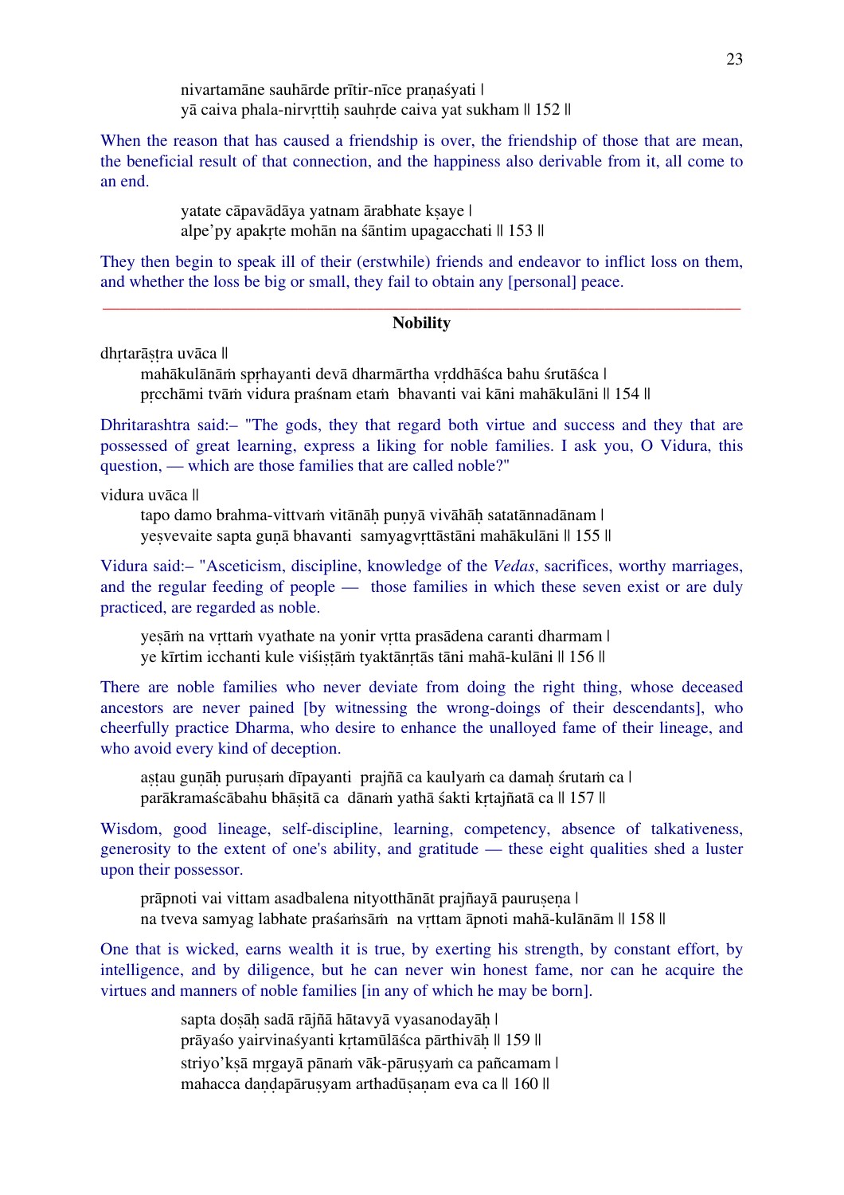nivartamāne sauhārde prītir-nīce praṇaśyati |
yā caiva phala-nirvṛttiḥ sauhṛde caiva yat sukham || 152 ||

When the reason that has caused a friendship is over, the friendship of those that are mean, the beneficial result of that connection, and the happiness also derivable from it, all come to an end.

yatate cāpavādāya yatnam ārabhate kṣaye |
alpe'py apakṛte mohān na śāntim upagacchati || 153 ||

They then begin to speak ill of their (erstwhile) friends and endeavor to inflict loss on them, and whether the loss be big or small, they fail to obtain any [personal] peace.

---

## Nobility

dhṛtarāṣṭra uvāca ||

mahākulānāṁ spṛhayanti devā dharmārtha vṛddhāśca bahu śrutāśca |
pṛcchāmi tvāṁ vidura praśnam etaṁ bhavanti vai kāni mahākulāni || 154 ||

Dhritarashtra said:– "The gods, they that regard both virtue and success and they that are possessed of great learning, express a liking for noble families. I ask you, O Vidura, this question, — which are those families that are called noble?"

vidura uvāca ||

tapo damo brahma-vittaṁ vitānāḥ puṇyā vivāhāḥ satatānnadānam |
yeṣvevaite sapta guṇā bhavanti samyagvṛttāstāni mahākulāni || 155 ||

Vidura said:– "Asceticism, discipline, knowledge of the *Vedas*, sacrifices, worthy marriages, and the regular feeding of people — those families in which these seven exist or are duly practiced, are regarded as noble.

yeṣāṁ na vṛttaṁ vyathate na yonir vṛtta prasādena caranti dharmam |
ye kīrtim icchanti kule viśiṣṭāṁ tyaktānṛtās tāni mahā-kulāni || 156 ||

There are noble families who never deviate from doing the right thing, whose deceased ancestors are never pained [by witnessing the wrong-doings of their descendants], who cheerfully practice Dharma, who desire to enhance the unalloyed fame of their lineage, and who avoid every kind of deception.

aṣṭau guṇāḥ puruṣaṁ dīpayanti prajñā ca kaulyaṁ ca damaḥ śrutaṁ ca |
parākramaścābahu bhāṣitā ca dānaṁ yathā śakti kṛtajñatā ca || 157 ||

Wisdom, good lineage, self-discipline, learning, competency, absence of talkativeness, generosity to the extent of one's ability, and gratitude — these eight qualities shed a luster upon their possessor.

prāpnoti vai vittam asadbalena nityotthānāt prajñayā pauruṣeṇa |
na tveva samyag labhate praśaṁsāṁ na vṛttam āpnoti mahā-kulānām || 158 ||

One that is wicked, earns wealth it is true, by exerting his strength, by constant effort, by intelligence, and by diligence, but he can never win honest fame, nor can he acquire the virtues and manners of noble families [in any of which he may be born].

sapta doṣāḥ sadā rājñā hātavyā vyasanodayāḥ |
prāyaśo yairvinaśyanti kṛtamūlāśca pārthivāḥ || 159 ||
striyo'kṣā mṛgayā pānaṁ vāk-pāruṣyaṁ ca pañcamam |
mahacca daṇḍapāruṣyam arthadūṣaṇam eva ca || 160 ||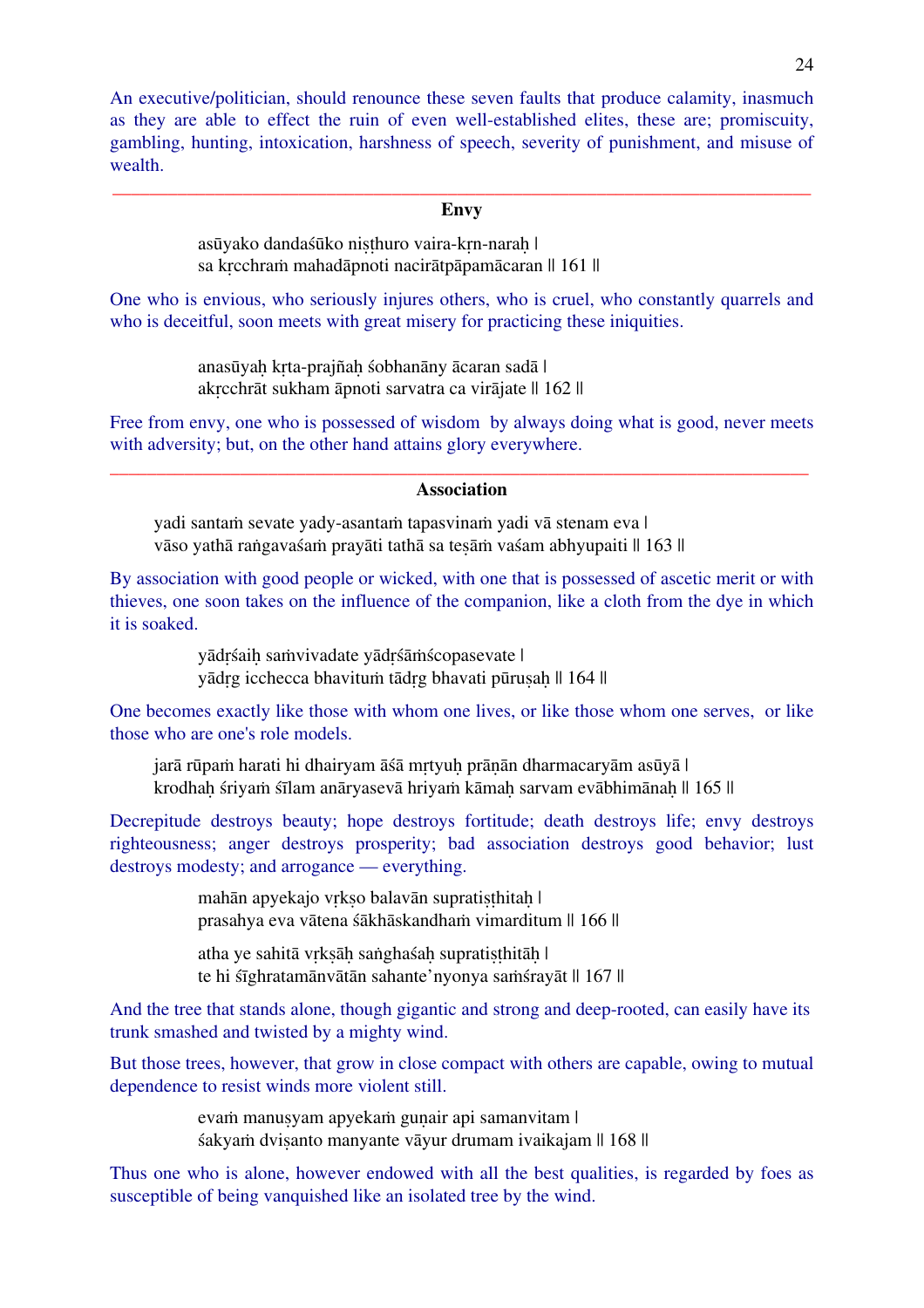An executive/politician, should renounce these seven faults that produce calamity, inasmuch as they are able to effect the ruin of even well-established elites, these are; promiscuity, gambling, hunting, intoxication, harshness of speech, severity of punishment, and misuse of wealth.

---

### Envy

> asūyako dandaśūko niṣṭhuro vaira-kṛn-naraḥ |
> sa kṛcchraṁ mahadāpnoti nacirātpāpamācaran || 161 ||

One who is envious, who seriously injures others, who is cruel, who constantly quarrels and who is deceitful, soon meets with great misery for practicing these iniquities.

> anasūyaḥ kṛta-prajñaḥ śobhanāny ācaran sadā |
> akṛcchrāt sukham āpnoti sarvatra ca virājate || 162 ||

Free from envy, one who is possessed of wisdom by always doing what is good, never meets with adversity; but, on the other hand attains glory everywhere.

---

### Association

> yadi santaṁ sevate yady-asantaṁ tapasvinaṁ yadi vā stenam eva |
> vāso yathā raṅgavaśaṁ prayāti tathā sa teṣāṁ vaśam abhyupaiti || 163 ||

By association with good people or wicked, with one that is possessed of ascetic merit or with thieves, one soon takes on the influence of the companion, like a cloth from the dye in which it is soaked.

> yādṛśaiḥ saṁvivadate yādṛśāṁścopasevate |
> yādṛg icchecca bhavituṁ tādṛg bhavati pūruṣaḥ || 164 ||

One becomes exactly like those with whom one lives, or like those whom one serves, or like those who are one's role models.

> jarā rūpaṁ harati hi dhairyam āśā mṛtyuḥ prāṇān dharmacaryām asūyā |
> krodhaḥ śriyaṁ śīlam anāryasevā hriyaṁ kāmaḥ sarvam evābhimānaḥ || 165 ||

Decrepitude destroys beauty; hope destroys fortitude; death destroys life; envy destroys righteousness; anger destroys prosperity; bad association destroys good behavior; lust destroys modesty; and arrogance — everything.

> mahān apyekajo vṛkṣo balavān supratiṣṭhitaḥ |
> prasahya eva vātena śākhāskandhaṁ vimarditum || 166 ||

> atha ye sahitā vṛkṣāḥ saṅghaśaḥ supratiṣṭhitāḥ |
> te hi śīghratamānvātān sahante'nyonya saṁśrayāt || 167 ||

And the tree that stands alone, though gigantic and strong and deep-rooted, can easily have its trunk smashed and twisted by a mighty wind.

But those trees, however, that grow in close compact with others are capable, owing to mutual dependence to resist winds more violent still.

> evaṁ manuṣyam apyekaṁ guṇair api samanvitam |
> śakyaṁ dviṣanto manyante vāyur drumam ivaikajam || 168 ||

Thus one who is alone, however endowed with all the best qualities, is regarded by foes as susceptible of being vanquished like an isolated tree by the wind.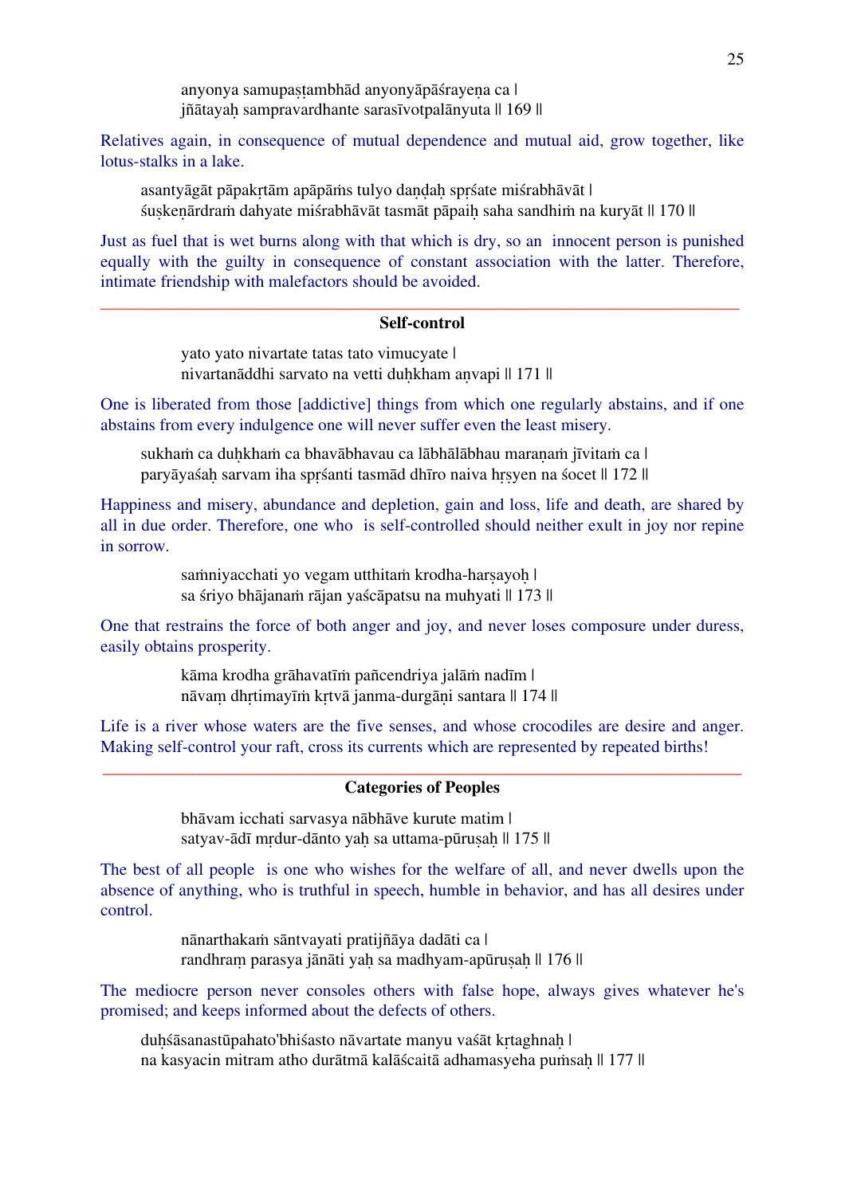anyonya samupaṣṭambhād anyonyāpāśrayeṇa ca |
jñātayaḥ sampravardhante sarasīvotpalānyuta || 169 ||

Relatives again, in consequence of mutual dependence and mutual aid, grow together, like lotus-stalks in a lake.

asantyāgāt pāpakṛtām apāpāṁs tulyo daṇḍaḥ spṛśate miśrabhāvāt |
śuṣkeṇārdraṁ dahyate miśrabhāvāt tasmāt pāpaiḥ saha sandhiṁ na kuryāt || 170 ||

Just as fuel that is wet burns along with that which is dry, so an innocent person is punished equally with the guilty in consequence of constant association with the latter. Therefore, intimate friendship with malefactors should be avoided.

---

## Self-control

yato yato nivartate tatas tato vimucyate |
nivartanāddhi sarvato na vetti duḥkham aṇvapi || 171 ||

One is liberated from those [addictive] things from which one regularly abstains, and if one abstains from every indulgence one will never suffer even the least misery.

sukhaṁ ca duḥkhaṁ ca bhavābhavau ca lābhālābhau maraṇaṁ jīvitaṁ ca |
paryāyaśaḥ sarvam iha spṛśanti tasmād dhīro naiva hṛṣyen na śocet || 172 ||

Happiness and misery, abundance and depletion, gain and loss, life and death, are shared by all in due order. Therefore, one who is self-controlled should neither exult in joy nor repine in sorrow.

saṁniyacchati yo vegam utthitaṁ krodha-harṣayoḥ |
sa śriyo bhājanaṁ rājan yaścāpatsu na muhyati || 173 ||

One that restrains the force of both anger and joy, and never loses composure under duress, easily obtains prosperity.

kāma krodha grāhavatīṁ pañcendriya jalāṁ nadīm |
nāvaṃ dhṛtimayīṁ kṛtvā janma-durgāṇi santara || 174 ||

Life is a river whose waters are the five senses, and whose crocodiles are desire and anger. Making self-control your raft, cross its currents which are represented by repeated births!

---

## Categories of Peoples

bhāvam icchati sarvasya nābhāve kurute matim |
satyav-ādī mṛdur-dānto yaḥ sa uttama-pūruṣaḥ || 175 ||

The best of all people is one who wishes for the welfare of all, and never dwells upon the absence of anything, who is truthful in speech, humble in behavior, and has all desires under control.

nānarthakaṁ sāntvayati pratijñāya dadāti ca |
randhraṃ parasya jānāti yaḥ sa madhyam-apūruṣaḥ || 176 ||

The mediocre person never consoles others with false hope, always gives whatever he's promised; and keeps informed about the defects of others.

duḥśāsanastūpahato'bhiśasto nāvartate manyu vaśāt kṛtaghnaḥ |
na kasyacin mitram atho durātmā kalāścaitā adhamasyeha puṁsaḥ || 177 ||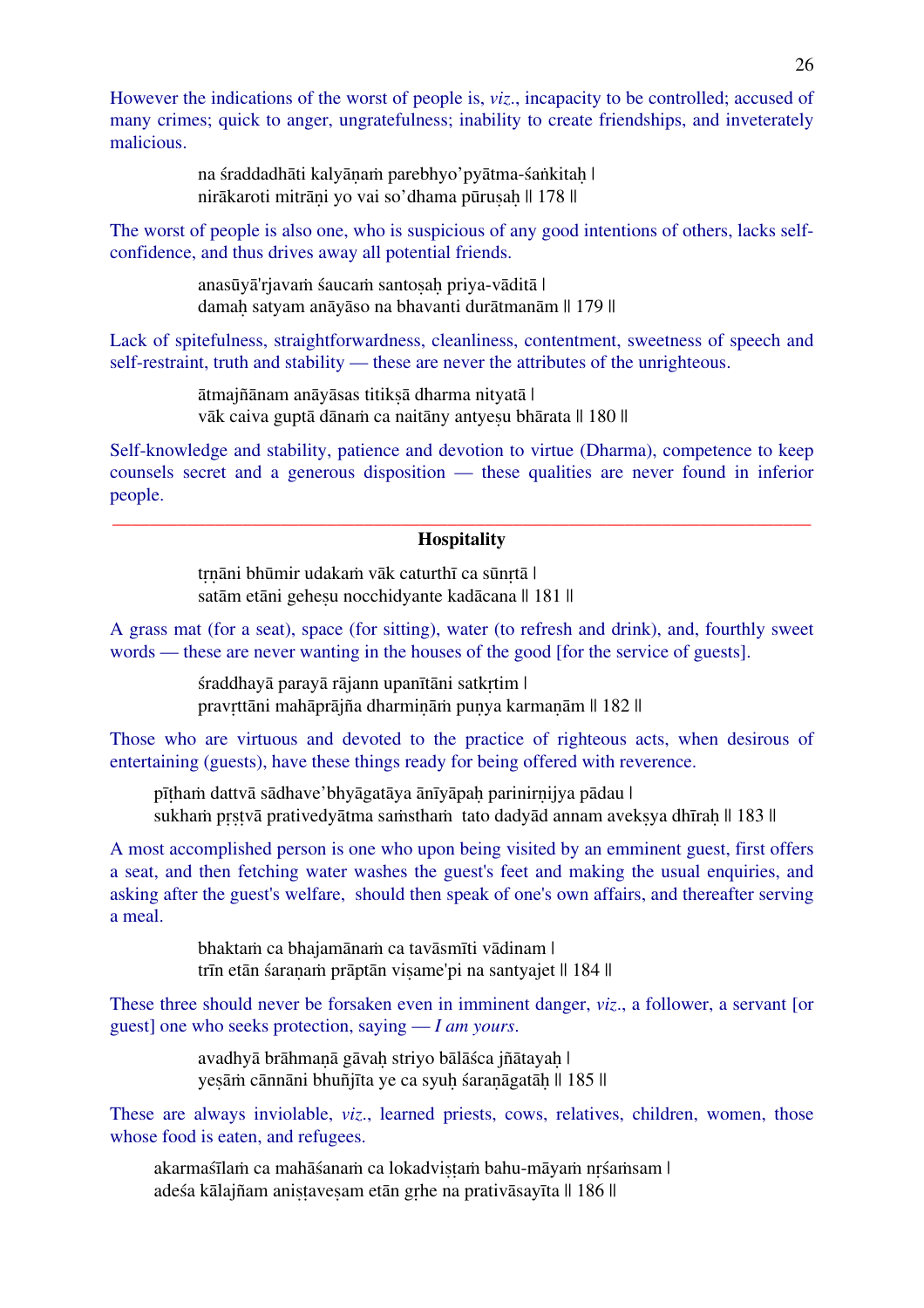However the indications of the worst of people is, *viz*., incapacity to be controlled; accused of many crimes; quick to anger, ungratefulness; inability to create friendships, and inveterately malicious.

> na śraddadhāti kalyāṇaṁ parebhyo'pyātma-śaṅkitaḥ |
> nirākaroti mitrāṇi yo vai so'dhama pūruṣaḥ || 178 ||

The worst of people is also one, who is suspicious of any good intentions of others, lacks self-confidence, and thus drives away all potential friends.

> anasūyā'rjavaṁ śaucaṁ santoṣaḥ priya-vāditā |
> damaḥ satyam anāyāso na bhavanti durātmanām || 179 ||

Lack of spitefulness, straightforwardness, cleanliness, contentment, sweetness of speech and self-restraint, truth and stability — these are never the attributes of the unrighteous.

> ātmajñānam anāyāsas titikṣā dharma nityatā |
> vāk caiva guptā dānaṁ ca naitāny antyeṣu bhārata || 180 ||

Self-knowledge and stability, patience and devotion to virtue (Dharma), competence to keep counsels secret and a generous disposition — these qualities are never found in inferior people.

---

### Hospitality

> tṛṇāni bhūmir udakaṁ vāk caturthī ca sūnṛtā |
> satām etāni geheṣu nocchidyante kadācana || 181 ||

A grass mat (for a seat), space (for sitting), water (to refresh and drink), and, fourthly sweet words — these are never wanting in the houses of the good [for the service of guests].

> śraddhayā parayā rājann upanītāni satkṛtim |
> pravṛttāni mahāprājña dharmiṇāṁ puṇya karmaṇām || 182 ||

Those who are virtuous and devoted to the practice of righteous acts, when desirous of entertaining (guests), have these things ready for being offered with reverence.

> pīṭhaṁ dattvā sādhave'bhyāgatāya ānīyāpaḥ parinirṇijya pādau |
> sukhaṁ pṛṣṭvā prativedyātma saṁsthaṁ tato dadyād annam avekṣya dhīraḥ || 183 ||

A most accomplished person is one who upon being visited by an emminent guest, first offers a seat, and then fetching water washes the guest's feet and making the usual enquiries, and asking after the guest's welfare, should then speak of one's own affairs, and thereafter serving a meal.

> bhaktaṁ ca bhajamānaṁ ca tavāsmīti vādinam |
> trīn etān śaraṇaṁ prāptān viṣame'pi na santyajet || 184 ||

These three should never be forsaken even in imminent danger, *viz*., a follower, a servant [or guest] one who seeks protection, saying — *I am yours*.

> avadhyā brāhmaṇā gāvaḥ striyo bālāśca jñātayaḥ |
> yeṣāṁ cānnāni bhuñjīta ye ca syuḥ śaraṇāgatāḥ || 185 ||

These are always inviolable, *viz*., learned priests, cows, relatives, children, women, those whose food is eaten, and refugees.

> akarmaśīlaṁ ca mahāśanaṁ ca lokadviṣṭaṁ bahu-māyaṁ nṛśaṁsam |
> adeśa kālajñam aniṣṭaveṣam etān gṛhe na prativāsayīta || 186 ||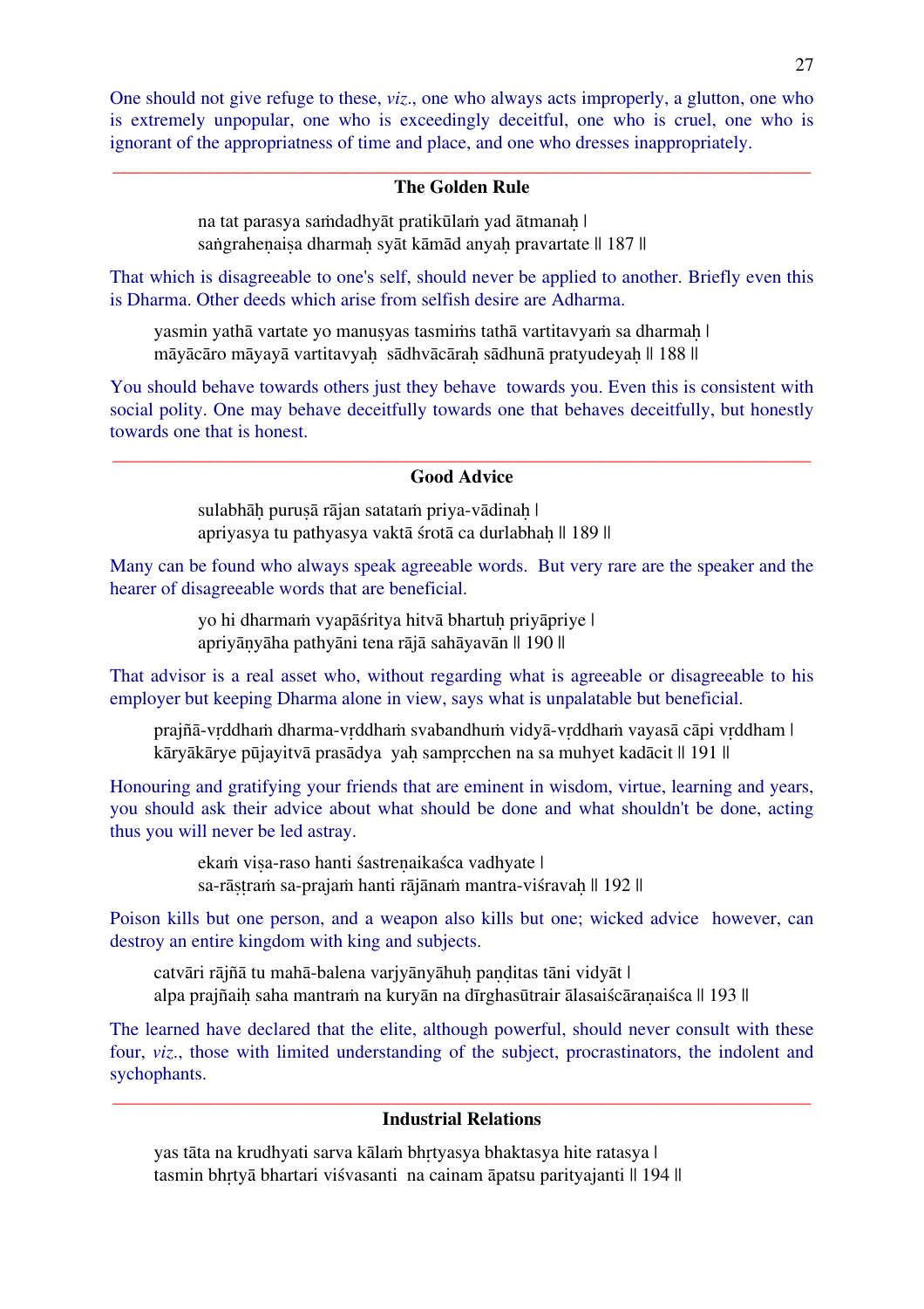One should not give refuge to these, *viz*., one who always acts improperly, a glutton, one who is extremely unpopular, one who is exceedingly deceitful, one who is cruel, one who is ignorant of the appropriatness of time and place, and one who dresses inappropriately.

---

### The Golden Rule

> na tat parasya saṁdadhyāt pratikūlaṁ yad ātmanaḥ |
> saṅgraheṇaiṣa dharmaḥ syāt kāmād anyaḥ pravartate || 187 ||

That which is disagreeable to one's self, should never be applied to another. Briefly even this is Dharma. Other deeds which arise from selfish desire are Adharma.

> yasmin yathā vartate yo manuṣyas tasmiṁs tathā vartitavyaṁ sa dharmaḥ |
> māyācāro māyayā vartitavyaḥ sādhvācāraḥ sādhunā pratyudeyaḥ || 188 ||

You should behave towards others just they behave towards you. Even this is consistent with social polity. One may behave deceitfully towards one that behaves deceitfully, but honestly towards one that is honest.

---

### Good Advice

> sulabhāḥ puruṣā rājan satataṁ priya-vādinaḥ |
> apriyasya tu pathyasya vaktā śrotā ca durlabhaḥ || 189 ||

Many can be found who always speak agreeable words. But very rare are the speaker and the hearer of disagreeable words that are beneficial.

> yo hi dharmaṁ vyapāśritya hitvā bhartuḥ priyāpriye |
> apriyāṇyāha pathyāni tena rājā sahāyavān || 190 ||

That advisor is a real asset who, without regarding what is agreeable or disagreeable to his employer but keeping Dharma alone in view, says what is unpalatable but beneficial.

> prajñā-vṛddhaṁ dharma-vṛddhaṁ svabandhuṁ vidyā-vṛddhaṁ vayasā cāpi vṛddham |
> kāryākārye pūjayitvā prasādya yaḥ sampṛcchen na sa muhyet kadācit || 191 ||

Honouring and gratifying your friends that are eminent in wisdom, virtue, learning and years, you should ask their advice about what should be done and what shouldn't be done, acting thus you will never be led astray.

> ekaṁ viṣa-raso hanti śastreṇaikaśca vadhyate |
> sa-rāṣṭraṁ sa-prajaṁ hanti rājānaṁ mantra-viśravaḥ || 192 ||

Poison kills but one person, and a weapon also kills but one; wicked advice however, can destroy an entire kingdom with king and subjects.

> catvāri rājñā tu mahā-balena varjyānyāhuḥ paṇḍitas tāni vidyāt |
> alpa prajñaiḥ saha mantraṁ na kuryān na dīrghasūtrair ālasaiścāraṇaiśca || 193 ||

The learned have declared that the elite, although powerful, should never consult with these four, *viz*., those with limited understanding of the subject, procrastinators, the indolent and sychophants.

---

### Industrial Relations

> yas tāta na krudhyati sarva kālaṁ bhṛtyasya bhaktasya hite ratasya |
> tasmin bhṛtyā bhartari viśvasanti na cainam āpatsu parityajanti || 194 ||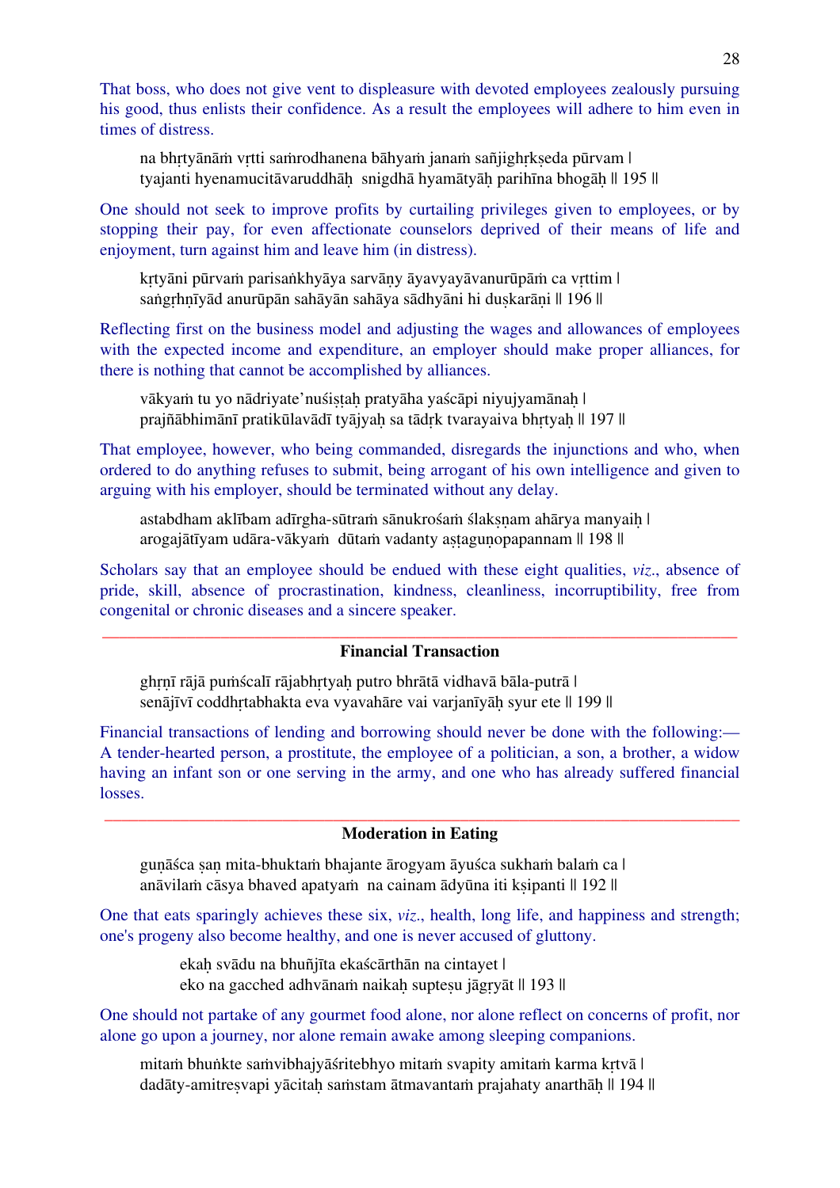That boss, who does not give vent to displeasure with devoted employees zealously pursuing his good, thus enlists their confidence. As a result the employees will adhere to him even in times of distress.

> na bhṛtyānāṁ vṛtti saṁrodhanena bāhyaṁ janaṁ sañjighṛkṣeda pūrvam |
> tyajanti hyenamucitāvaruddhāḥ snigdhā hyamātyāḥ parihīna bhogāḥ || 195 ||

One should not seek to improve profits by curtailing privileges given to employees, or by stopping their pay, for even affectionate counselors deprived of their means of life and enjoyment, turn against him and leave him (in distress).

> kṛtyāni pūrvaṁ parisaṅkhyāya sarvāṇy āyavyayāvanurūpāṁ ca vṛttim |
> saṅgṛhṇīyād anurūpān sahāyān sahāya sādhyāni hi duṣkarāṇi || 196 ||

Reflecting first on the business model and adjusting the wages and allowances of employees with the expected income and expenditure, an employer should make proper alliances, for there is nothing that cannot be accomplished by alliances.

> vākyaṁ tu yo nādriyate'nuśiṣṭaḥ pratyāha yaścāpi niyujyamānaḥ |
> prajñābhimānī pratikūlavādī tyājyaḥ sa tādṛk tvarayaiva bhṛtyaḥ || 197 ||

That employee, however, who being commanded, disregards the injunctions and who, when ordered to do anything refuses to submit, being arrogant of his own intelligence and given to arguing with his employer, should be terminated without any delay.

> astabdham aklībam adīrgha-sūtraṁ sānukrośaṁ ślakṣṇam ahārya manyaiḥ |
> arogajātīyam udāra-vākyaṁ dūtaṁ vadanty aṣṭaguṇopapannam || 198 ||

Scholars say that an employee should be endued with these eight qualities, *viz*., absence of pride, skill, absence of procrastination, kindness, cleanliness, incorruptibility, free from congenital or chronic diseases and a sincere speaker.

---

**Financial Transaction**

> ghṛṇī rājā puṁścalī rājabhṛtyaḥ putro bhrātā vidhavā bāla-putrā |
> senājīvī coddhṛtabhakta eva vyavahāre vai varjanīyāḥ syur ete || 199 ||

Financial transactions of lending and borrowing should never be done with the following:— A tender-hearted person, a prostitute, the employee of a politician, a son, a brother, a widow having an infant son or one serving in the army, and one who has already suffered financial losses.

---

**Moderation in Eating**

> guṇāśca ṣaṇ mita-bhuktaṁ bhajante ārogyam āyuśca sukhaṁ balaṁ ca |
> anāvilaṁ cāsya bhaved apatyaṁ na cainam ādyūna iti kṣipanti || 192 ||

One that eats sparingly achieves these six, *viz*., health, long life, and happiness and strength; one's progeny also become healthy, and one is never accused of gluttony.

> ekaḥ svādu na bhuñjīta ekaścārthān na cintayet |
> eko na gacched adhvānaṁ naikaḥ supteṣu jāgṛyāt || 193 ||

One should not partake of any gourmet food alone, nor alone reflect on concerns of profit, nor alone go upon a journey, nor alone remain awake among sleeping companions.

> mitaṁ bhuṅkte saṁvibhajyāśritebhyo mitaṁ svapity amitaṁ karma kṛtvā |
> dadāty-amitreṣvapi yācitaḥ saṁstam ātmavantaṁ prajahaty anarthāḥ || 194 ||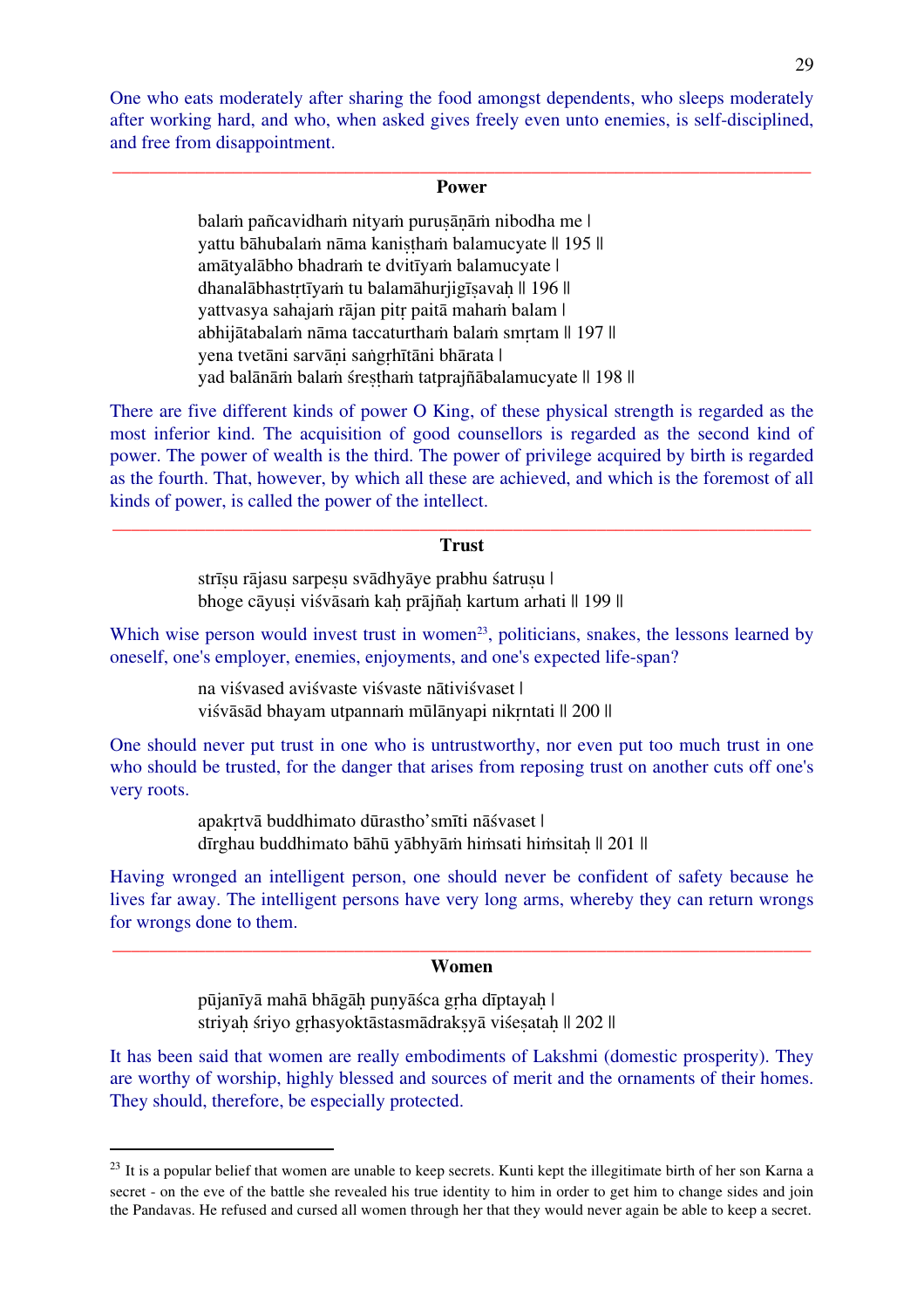One who eats moderately after sharing the food amongst dependents, who sleeps moderately after working hard, and who, when asked gives freely even unto enemies, is self-disciplined, and free from disappointment.

---

### Power

balaṁ pañcavidhaṁ nityaṁ puruṣāṇāṁ nibodha me |
yattu bāhubalaṁ nāma kaniṣṭhaṁ balamucyate || 195 ||
amātyalābho bhadraṁ te dvitīyaṁ balamucyate |
dhanalābhastṛtīyaṁ tu balamāhurjigīṣavaḥ || 196 ||
yattvasya sahajaṁ rājan pitṛ paitā mahaṁ balam |
abhijātabalaṁ nāma taccaturthaṁ balaṁ smṛtam || 197 ||
yena tvetāni sarvāṇi saṅgṛhītāni bhārata |
yad balānāṁ balaṁ śreṣṭhaṁ tatprajñābalamucyate || 198 ||

There are five different kinds of power O King, of these physical strength is regarded as the most inferior kind. The acquisition of good counsellors is regarded as the second kind of power. The power of wealth is the third. The power of privilege acquired by birth is regarded as the fourth. That, however, by which all these are achieved, and which is the foremost of all kinds of power, is called the power of the intellect.

---

### Trust

strīṣu rājasu sarpeṣu svādhyāye prabhu śatruṣu |
bhoge cāyuṣi viśvāsaṁ kaḥ prājñaḥ kartum arhati || 199 ||

Which wise person would invest trust in women[23], politicians, snakes, the lessons learned by oneself, one's employer, enemies, enjoyments, and one's expected life-span?

na viśvased aviśvaste viśvaste nātiviśvaset |
viśvāsād bhayam utpannaṁ mūlānyapi nikṛntati || 200 ||

One should never put trust in one who is untrustworthy, nor even put too much trust in one who should be trusted, for the danger that arises from reposing trust on another cuts off one's very roots.

apakṛtvā buddhimato dūrastho'smīti nāśvaset |
dīrghau buddhimato bāhū yābhyāṁ hiṁsati hiṁsitaḥ || 201 ||

Having wronged an intelligent person, one should never be confident of safety because he lives far away. The intelligent persons have very long arms, whereby they can return wrongs for wrongs done to them.

---

### Women

pūjanīyā mahā bhāgāḥ puṇyāśca gṛha dīptayaḥ |
striyaḥ śriyo gṛhasyoktāstasmādrakṣyā viśeṣataḥ || 202 ||

It has been said that women are really embodiments of Lakshmi (domestic prosperity). They are worthy of worship, highly blessed and sources of merit and the ornaments of their homes. They should, therefore, be especially protected.

---

[23] It is a popular belief that women are unable to keep secrets. Kunti kept the illegitimate birth of her son Karna a secret - on the eve of the battle she revealed his true identity to him in order to get him to change sides and join the Pandavas. He refused and cursed all women through her that they would never again be able to keep a secret.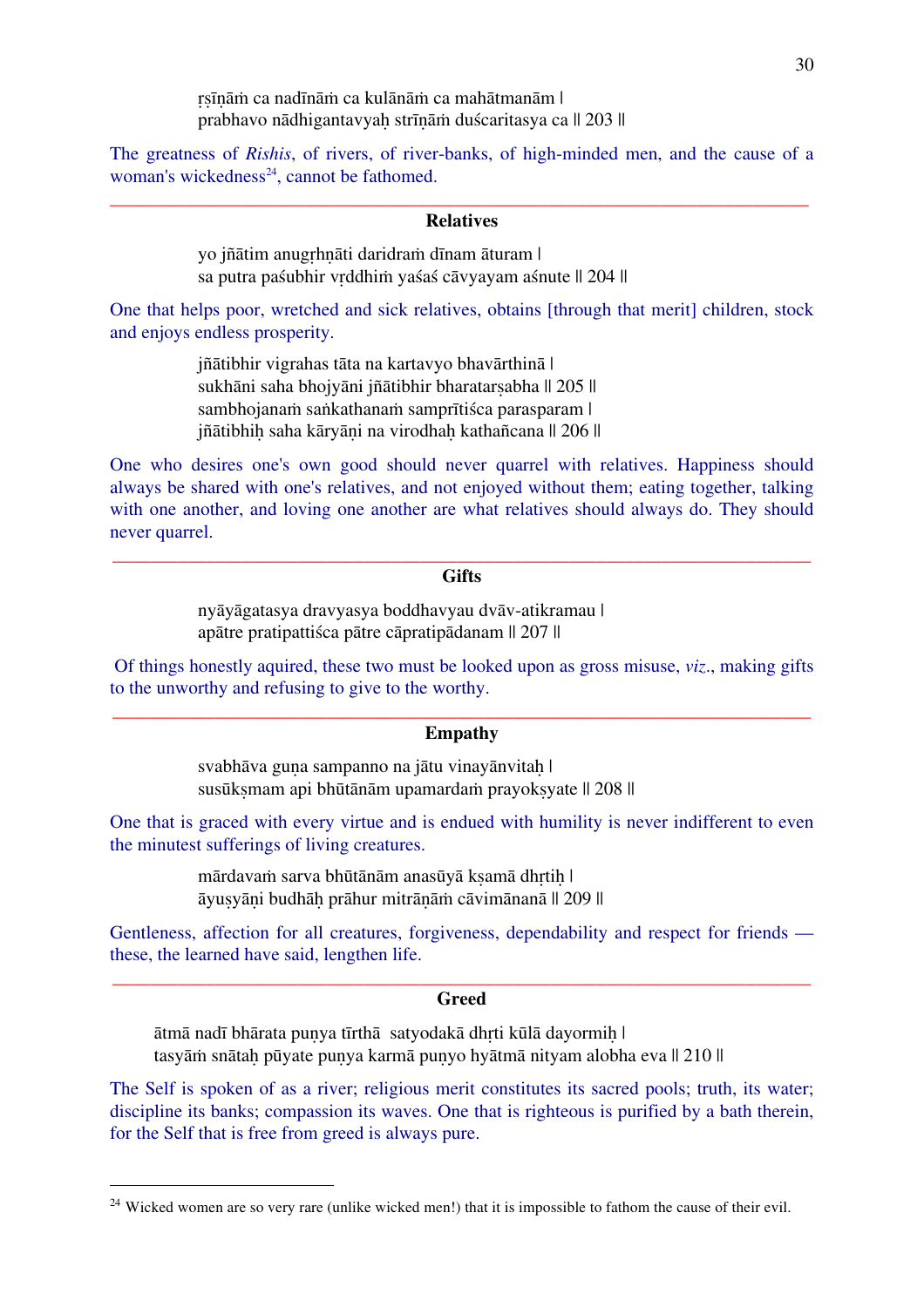ṛṣīṇāṁ ca nadīnāṁ ca kulānāṁ ca mahātmanām |
prabhavo nādhigantavyaḥ strīṇāṁ duścaritasya ca || 203 ||

The greatness of *Rishis*, of rivers, of river-banks, of high-minded men, and the cause of a woman's wickedness[24], cannot be fathomed.

---

## Relatives

yo jñātim anugṛhṇāti daridraṁ dīnam āturam |
sa putra paśubhir vṛddhiṁ yaśaś cāvyayam aśnute || 204 ||

One that helps poor, wretched and sick relatives, obtains [through that merit] children, stock and enjoys endless prosperity.

jñātibhir vigrahas tāta na kartavyo bhavārthinā |
sukhāni saha bhojyāni jñātibhir bharatarṣabha || 205 ||
sambhojanaṁ saṅkathanaṁ samprītiśca parasparam |
jñātibhiḥ saha kāryāṇi na virodhaḥ kathañcana || 206 ||

One who desires one's own good should never quarrel with relatives. Happiness should always be shared with one's relatives, and not enjoyed without them; eating together, talking with one another, and loving one another are what relatives should always do. They should never quarrel.

---

## Gifts

nyāyāgatasya dravyasya boddhavyau dvāv-atikramau |
apātre pratipattiśca pātre cāpratipādanam || 207 ||

Of things honestly aquired, these two must be looked upon as gross misuse, *viz*., making gifts to the unworthy and refusing to give to the worthy.

---

## Empathy

svabhāva guṇa sampanno na jātu vinayānvitaḥ |
susūkṣmam api bhūtānām upamardaṁ prayokṣyate || 208 ||

One that is graced with every virtue and is endued with humility is never indifferent to even the minutest sufferings of living creatures.

mārdavaṁ sarva bhūtānām anasūyā kṣamā dhṛtiḥ |
āyuṣyāṇi budhāḥ prāhur mitrāṇāṁ cāvimānanā || 209 ||

Gentleness, affection for all creatures, forgiveness, dependability and respect for friends — these, the learned have said, lengthen life.

---

## Greed

ātmā nadī bhārata puṇya tīrthā  satyodakā dhṛti kūlā dayormiḥ |
tasyāṁ snātaḥ pūyate puṇya karmā puṇyo hyātmā nityam alobha eva || 210 ||

The Self is spoken of as a river; religious merit constitutes its sacred pools; truth, its water; discipline its banks; compassion its waves. One that is righteous is purified by a bath therein, for the Self that is free from greed is always pure.

---

[24] Wicked women are so very rare (unlike wicked men!) that it is impossible to fathom the cause of their evil.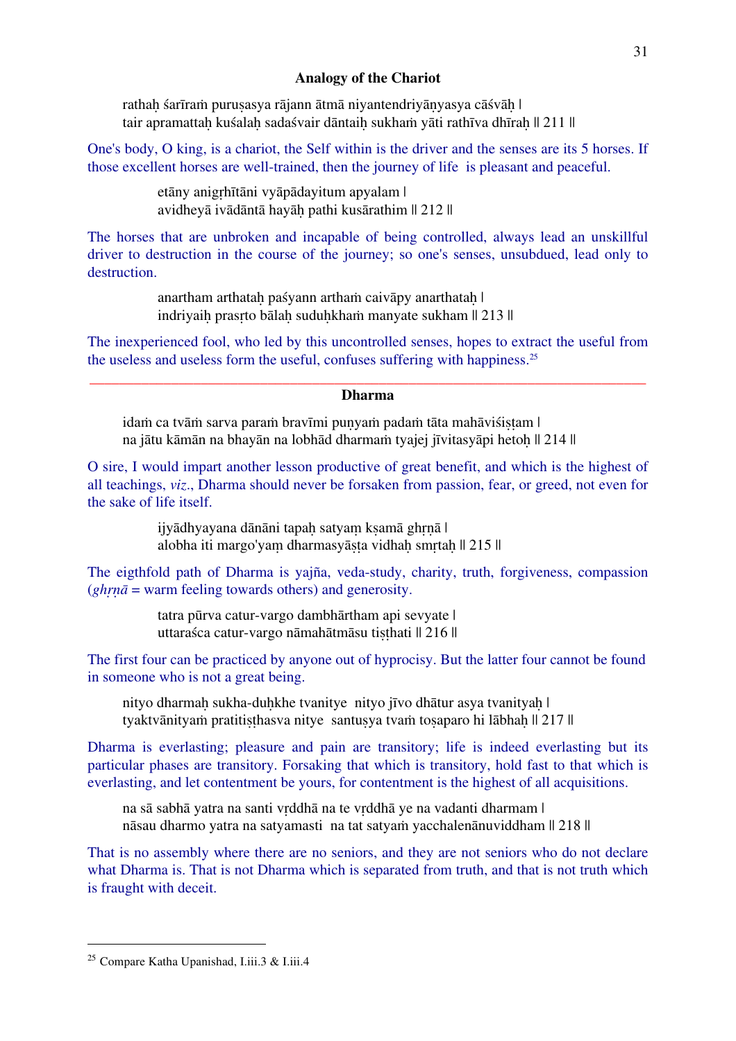### Analogy of the Chariot

rathaḥ śarīraṁ puruṣasya rājann ātmā niyantendriyāṇyasya cāśvāḥ |
tair apramattaḥ kuśalaḥ sadaśvair dāntaiḥ sukhaṁ yāti rathīva dhīraḥ || 211 ||

One's body, O king, is a chariot, the Self within is the driver and the senses are its 5 horses. If those excellent horses are well-trained, then the journey of life is pleasant and peaceful.

etāny anigṛhītāni vyāpādayitum apyalam |
avidheyā ivādāntā hayāḥ pathi kusārathim || 212 ||

The horses that are unbroken and incapable of being controlled, always lead an unskillful driver to destruction in the course of the journey; so one's senses, unsubdued, lead only to destruction.

anartham arthataḥ paśyann arthaṁ caivāpy anarthataḥ |
indriyaiḥ prasṛto bālaḥ suduḥkhaṁ manyate sukham || 213 ||

The inexperienced fool, who led by this uncontrolled senses, hopes to extract the useful from the useless and useless form the useful, confuses suffering with happiness.[25]

---

### Dharma

idaṁ ca tvāṁ sarva paraṁ bravīmi puṇyaṁ padaṁ tāta mahāviśiṣṭam |
na jātu kāmān na bhayān na lobhād dharmaṁ tyajej jīvitasyāpi hetoḥ || 214 ||

O sire, I would impart another lesson productive of great benefit, and which is the highest of all teachings, *viz*., Dharma should never be forsaken from passion, fear, or greed, not even for the sake of life itself.

ijyādhyayana dānāni tapaḥ satyaṃ kṣamā ghṛṇā |
alobha iti margo'yaṃ dharmasyāṣṭa vidhaḥ smṛtaḥ || 215 ||

The eigthfold path of Dharma is yajña, veda-study, charity, truth, forgiveness, compassion (*ghṛṇā* = warm feeling towards others) and generosity.

tatra pūrva catur-vargo dambhārtham api sevyate |
uttaraśca catur-vargo nāmahātmāsu tiṣṭhati || 216 ||

The first four can be practiced by anyone out of hyprocisy. But the latter four cannot be found in someone who is not a great being.

nityo dharmaḥ sukha-duḥkhe tvanitye nityo jīvo dhātur asya tvanityaḥ |
tyaktvānityaṁ pratitiṣṭhasva nitye santuṣya tvaṁ toṣaparo hi lābhaḥ || 217 ||

Dharma is everlasting; pleasure and pain are transitory; life is indeed everlasting but its particular phases are transitory. Forsaking that which is transitory, hold fast to that which is everlasting, and let contentment be yours, for contentment is the highest of all acquisitions.

na sā sabhā yatra na santi vṛddhā na te vṛddhā ye na vadanti dharmam |
nāsau dharmo yatra na satyamasti na tat satyaṁ yacchalenānuviddham || 218 ||

That is no assembly where there are no seniors, and they are not seniors who do not declare what Dharma is. That is not Dharma which is separated from truth, and that is not truth which is fraught with deceit.

---

[25] Compare Katha Upanishad, I.iii.3 & I.iii.4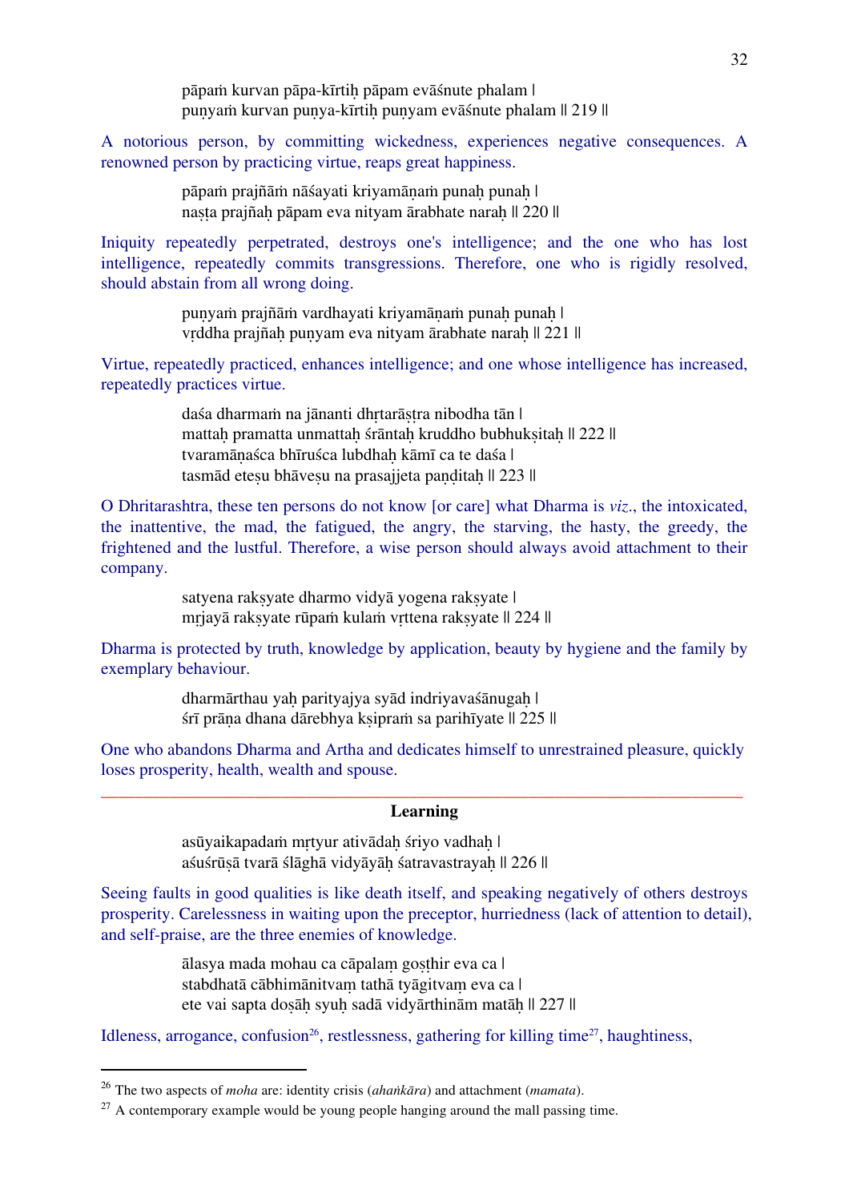pāpaṁ kurvan pāpa-kīrtiḥ pāpam evāśnute phalam |
puṇyaṁ kurvan puṇya-kīrtiḥ puṇyam evāśnute phalam || 219 ||

A notorious person, by committing wickedness, experiences negative consequences. A renowned person by practicing virtue, reaps great happiness.

pāpaṁ prajñāṁ nāśayati kriyamāṇaṁ punaḥ punaḥ |
naṣṭa prajñaḥ pāpam eva nityam ārabhate naraḥ || 220 ||

Iniquity repeatedly perpetrated, destroys one's intelligence; and the one who has lost intelligence, repeatedly commits transgressions. Therefore, one who is rigidly resolved, should abstain from all wrong doing.

puṇyaṁ prajñāṁ vardhayati kriyamāṇaṁ punaḥ punaḥ |
vṛddha prajñaḥ puṇyam eva nityam ārabhate naraḥ || 221 ||

Virtue, repeatedly practiced, enhances intelligence; and one whose intelligence has increased, repeatedly practices virtue.

daśa dharmaṁ na jānanti dhṛtarāṣṭra nibodha tān |
mattaḥ pramatta unmattaḥ śrāntaḥ kruddho bubhukṣitaḥ || 222 ||
tvaramāṇaśca bhīruśca lubdhaḥ kāmī ca te daśa |
tasmād eteṣu bhāveṣu na prasajjeta paṇḍitaḥ || 223 ||

O Dhritarashtra, these ten persons do not know [or care] what Dharma is *viz*., the intoxicated, the inattentive, the mad, the fatigued, the angry, the starving, the hasty, the greedy, the frightened and the lustful. Therefore, a wise person should always avoid attachment to their company.

satyena rakṣyate dharmo vidyā yogena rakṣyate |
mṛjayā rakṣyate rūpaṁ kulaṁ vṛttena rakṣyate || 224 ||

Dharma is protected by truth, knowledge by application, beauty by hygiene and the family by exemplary behaviour.

dharmārthau yaḥ parityajya syād indriyavaśānugaḥ |
śrī prāṇa dhana dārebhya kṣipraṁ sa parihīyate || 225 ||

One who abandons Dharma and Artha and dedicates himself to unrestrained pleasure, quickly loses prosperity, health, wealth and spouse.

---

## Learning

asūyaikapadaṁ mṛtyur ativādaḥ śriyo vadhaḥ |
aśuśrūṣā tvarā ślāghā vidyāyāḥ śatravastrayaḥ || 226 ||

Seeing faults in good qualities is like death itself, and speaking negatively of others destroys prosperity. Carelessness in waiting upon the preceptor, hurriedness (lack of attention to detail), and self-praise, are the three enemies of knowledge.

ālasya mada mohau ca cāpalaṃ goṣṭhir eva ca |
stabdhatā cābhimānitvaṃ tathā tyāgitvaṃ eva ca |
ete vai sapta doṣāḥ syuḥ sadā vidyārthināṃ matāḥ || 227 ||

Idleness, arrogance, confusion[26], restlessness, gathering for killing time[27], haughtiness,

---

[26] The two aspects of *moha* are: identity crisis (*ahaṅkāra*) and attachment (*mamata*).

[27] A contemporary example would be young people hanging around the mall passing time.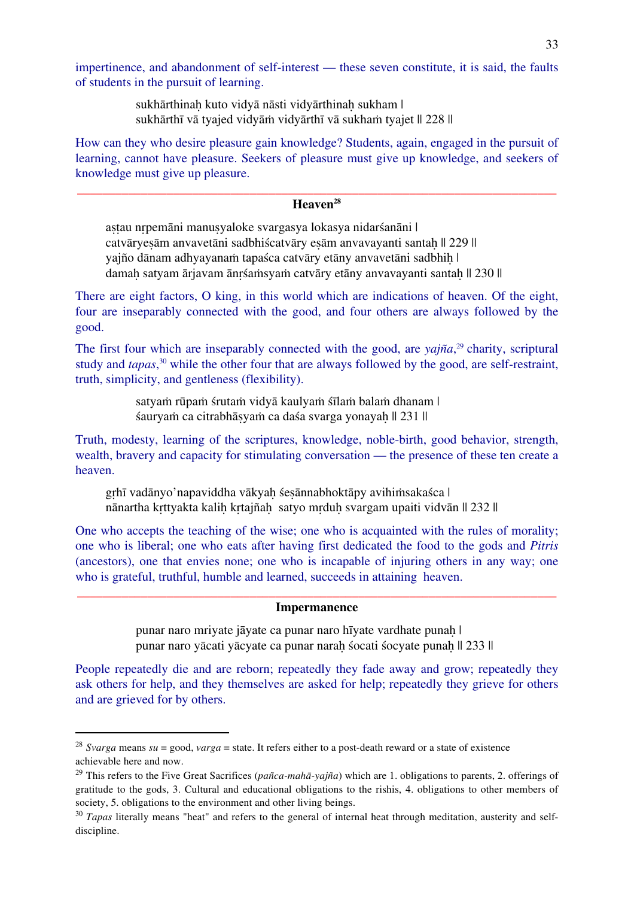impertinence, and abandonment of self-interest — these seven constitute, it is said, the faults of students in the pursuit of learning.

> sukhārthinaḥ kuto vidyā nāsti vidyārthinaḥ sukham |
> sukhārthī vā tyajed vidyāṁ vidyārthī vā sukhaṁ tyajet || 228 ||

How can they who desire pleasure gain knowledge? Students, again, engaged in the pursuit of learning, cannot have pleasure. Seekers of pleasure must give up knowledge, and seekers of knowledge must give up pleasure.

---

## Heaven[28]

> aṣṭau nṛpemāni manuṣyaloke svargasya lokasya nidarśanāni |
> catvāryeṣām anvavetāni sadbhiścatvāry eṣām anvavayanti santaḥ || 229 ||
> yajño dānam adhyayanaṁ tapaśca catvāry etāny anvavetāni sadbhiḥ |
> damaḥ satyam ārjavam ānṛśaṁsyaṁ catvāry etāny anvavayanti santaḥ || 230 ||

There are eight factors, O king, in this world which are indications of heaven. Of the eight, four are inseparably connected with the good, and four others are always followed by the good.

The first four which are inseparably connected with the good, are *yajña*,[29] charity, scriptural study and *tapas*,[30] while the other four that are always followed by the good, are self-restraint, truth, simplicity, and gentleness (flexibility).

> satyaṁ rūpaṁ śrutaṁ vidyā kaulyaṁ śīlaṁ balaṁ dhanam |
> śauryaṁ ca citrabhāṣyaṁ ca daśa svarga yonayaḥ || 231 ||

Truth, modesty, learning of the scriptures, knowledge, noble-birth, good behavior, strength, wealth, bravery and capacity for stimulating conversation — the presence of these ten create a heaven.

> gṛhī vadānyo'napaviddha vākyaḥ śeṣānnabhoktāpy avihiṁsakaśca |
> nānartha kṛttyakta kaliḥ kṛtajñaḥ satyo mṛduḥ svargam upaiti vidvān || 232 ||

One who accepts the teaching of the wise; one who is acquainted with the rules of morality; one who is liberal; one who eats after having first dedicated the food to the gods and *Pitris* (ancestors), one that envies none; one who is incapable of injuring others in any way; one who is grateful, truthful, humble and learned, succeeds in attaining heaven.

---

## Impermanence

> punar naro mriyate jāyate ca punar naro hīyate vardhate punaḥ |
> punar naro yācati yācyate ca punar naraḥ śocati śocyate punaḥ || 233 ||

People repeatedly die and are reborn; repeatedly they fade away and grow; repeatedly they ask others for help, and they themselves are asked for help; repeatedly they grieve for others and are grieved for by others.

---

[28] *Svarga* means *su* = good, *varga* = state. It refers either to a post-death reward or a state of existence achievable here and now.

[29] This refers to the Five Great Sacrifices (*pañca-mahā-yajña*) which are 1. obligations to parents, 2. offerings of gratitude to the gods, 3. Cultural and educational obligations to the rishis, 4. obligations to other members of society, 5. obligations to the environment and other living beings.

[30] *Tapas* literally means "heat" and refers to the general of internal heat through meditation, austerity and self-discipline.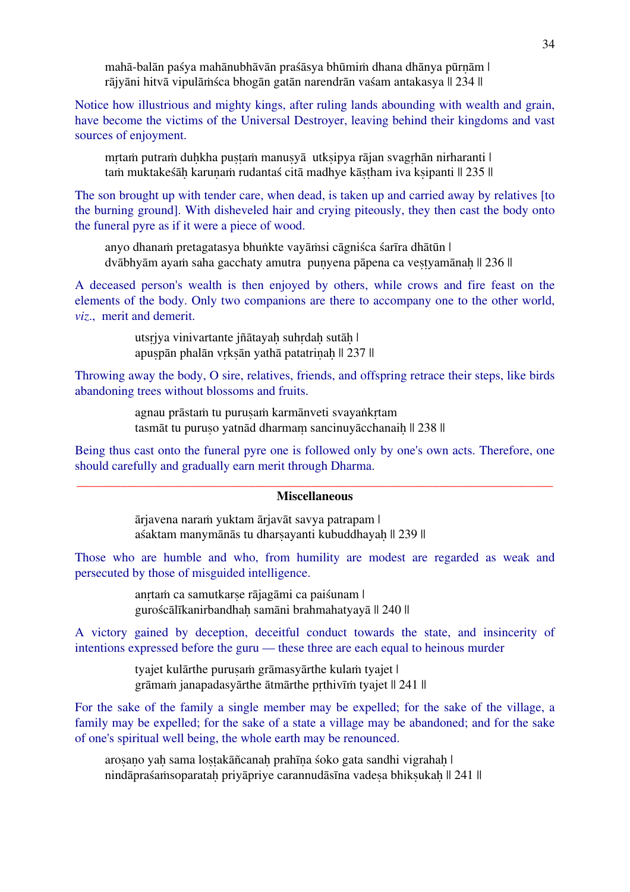mahā-balān paśya mahānubhāvān praśāsya bhūmiṁ dhana dhānya pūrṇām |
rājyāni hitvā vipulāṁśca bhogān gatān narendrān vaśam antakasya || 234 ||

Notice how illustrious and mighty kings, after ruling lands abounding with wealth and grain, have become the victims of the Universal Destroyer, leaving behind their kingdoms and vast sources of enjoyment.

mṛtaṁ putraṁ duḥkha puṣṭaṁ manuṣyā utkṣipya rājan svagṛhān nirharanti |
taṁ muktakeśāḥ karuṇaṁ rudantaś citā madhye kāṣṭham iva kṣipanti || 235 ||

The son brought up with tender care, when dead, is taken up and carried away by relatives [to the burning ground]. With disheveled hair and crying piteously, they then cast the body onto the funeral pyre as if it were a piece of wood.

anyo dhanaṁ pretagatasya bhuṅkte vayāṁsi cāgniśca śarīra dhātūn |
dvābhyām ayaṁ saha gacchaty amutra puṇyena pāpena ca veṣṭyamānaḥ || 236 ||

A deceased person's wealth is then enjoyed by others, while crows and fire feast on the elements of the body. Only two companions are there to accompany one to the other world, *viz.*, merit and demerit.

utsṛjya vinivartante jñātayaḥ suhṛdaḥ sutāḥ |
apuṣpān phalān vṛkṣān yathā patatriṇaḥ || 237 ||

Throwing away the body, O sire, relatives, friends, and offspring retrace their steps, like birds abandoning trees without blossoms and fruits.

agnau prāstaṁ tu puruṣaṁ karmānveti svayaṅkṛtam
tasmāt tu puruṣo yatnād dharmaṃ sancinuyācchanaiḥ || 238 ||

Being thus cast onto the funeral pyre one is followed only by one's own acts. Therefore, one should carefully and gradually earn merit through Dharma.

---

**Miscellaneous**

ārjavena naraṁ yuktam ārjavāt savya patrapam |
aśaktam manymānās tu dharṣayanti kubuddhayaḥ || 239 ||

Those who are humble and who, from humility are modest are regarded as weak and persecuted by those of misguided intelligence.

anṛtaṁ ca samutkarṣe rājagāmi ca paiśunam |
guroścālīkanirbandhaḥ samāni brahmahatyayā || 240 ||

A victory gained by deception, deceitful conduct towards the state, and insincerity of intentions expressed before the guru — these three are each equal to heinous murder

tyajet kulārthe puruṣaṁ grāmasyārthe kulaṁ tyajet |
grāmaṁ janapadasyārthe ātmārthe pṛthivīṁ tyajet || 241 ||

For the sake of the family a single member may be expelled; for the sake of the village, a family may be expelled; for the sake of a state a village may be abandoned; and for the sake of one's spiritual well being, the whole earth may be renounced.

aroṣaṇo yaḥ sama loṣṭakāñcanaḥ prahīṇa śoko gata sandhi vigrahaḥ |
nindāpraśaṁsoparataḥ priyāpriye carannudāsīna vadeṣa bhikṣukaḥ || 241 ||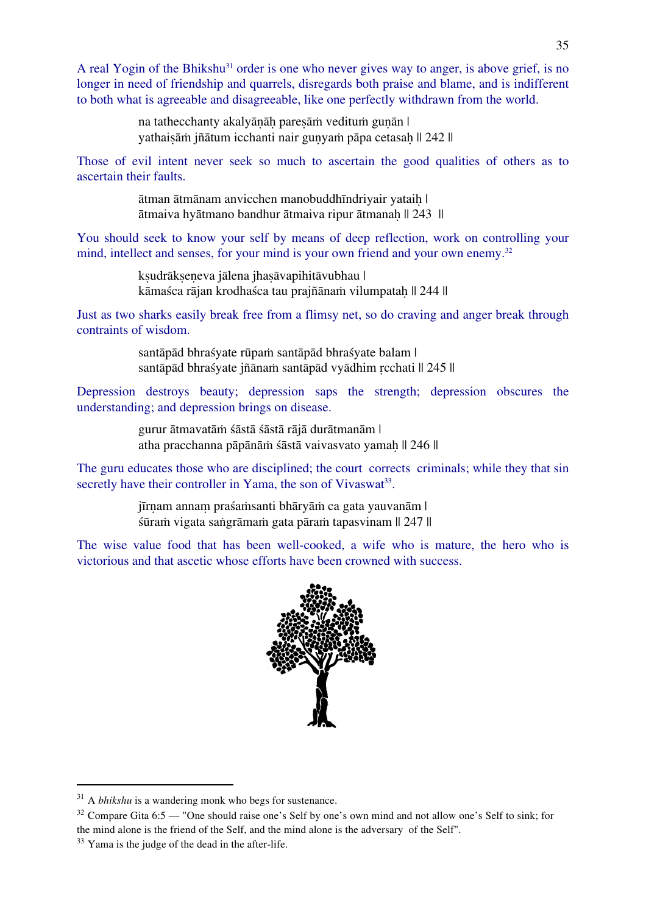A real Yogin of the Bhikshu[31] order is one who never gives way to anger, is above grief, is no longer in need of friendship and quarrels, disregards both praise and blame, and is indifferent to both what is agreeable and disagreeable, like one perfectly withdrawn from the world.

> na tathecchanty akalyāṇāḥ pareṣāṁ vedituṁ guṇān |
> yathaiṣāṁ jñātum icchanti nair guṇyaṁ pāpa cetasaḥ || 242 ||

Those of evil intent never seek so much to ascertain the good qualities of others as to ascertain their faults.

> ātman ātmānam anvicchen manobuddhīndriyair yataiḥ |
> ātmaiva hyātmano bandhur ātmaiva ripur ātmanaḥ || 243 ||

You should seek to know your self by means of deep reflection, work on controlling your mind, intellect and senses, for your mind is your own friend and your own enemy.[32]

> kṣudrākṣeṇeva jālena jhaṣāvapihitāvubhau |
> kāmaśca rājan krodhaśca tau prajñānaṁ vilumpataḥ || 244 ||

Just as two sharks easily break free from a flimsy net, so do craving and anger break through contraints of wisdom.

> santāpād bhraśyate rūpaṁ santāpād bhraśyate balam |
> santāpād bhraśyate jñānaṁ santāpād vyādhim ṛcchati || 245 ||

Depression destroys beauty; depression saps the strength; depression obscures the understanding; and depression brings on disease.

> gurur ātmavatāṁ śāstā śāstā rājā durātmanām |
> atha pracchanna pāpānāṁ śāstā vaivasvato yamaḥ || 246 ||

The guru educates those who are disciplined; the court corrects criminals; while they that sin secretly have their controller in Yama, the son of Vivaswat[33].

> jīrṇam annaṃ praśaṁsanti bhāryāṁ ca gata yauvanām |
> śūraṁ vigata saṅgrāmaṁ gata pāraṁ tapasvinam || 247 ||

The wise value food that has been well-cooked, a wife who is mature, the hero who is victorious and that ascetic whose efforts have been crowned with success.

---

[31] A *bhikshu* is a wandering monk who begs for sustenance.

[32] Compare Gita 6:5 — "One should raise one's Self by one's own mind and not allow one's Self to sink; for the mind alone is the friend of the Self, and the mind alone is the adversary of the Self".

[33] Yama is the judge of the dead in the after-life.